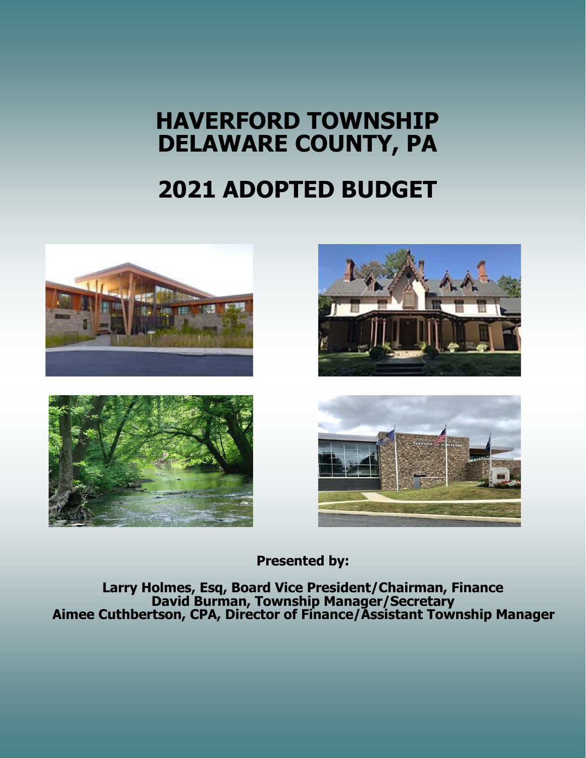# HAVERFORD TOWNSHIP
# DELAWARE COUNTY, PA

# 2021 ADOPTED BUDGET

**Presented by:**

**Larry Holmes, Esq, Board Vice President/Chairman, Finance**
**David Burman, Township Manager/Secretary**
**Aimee Cuthbertson, CPA, Director of Finance/Assistant Township Manager**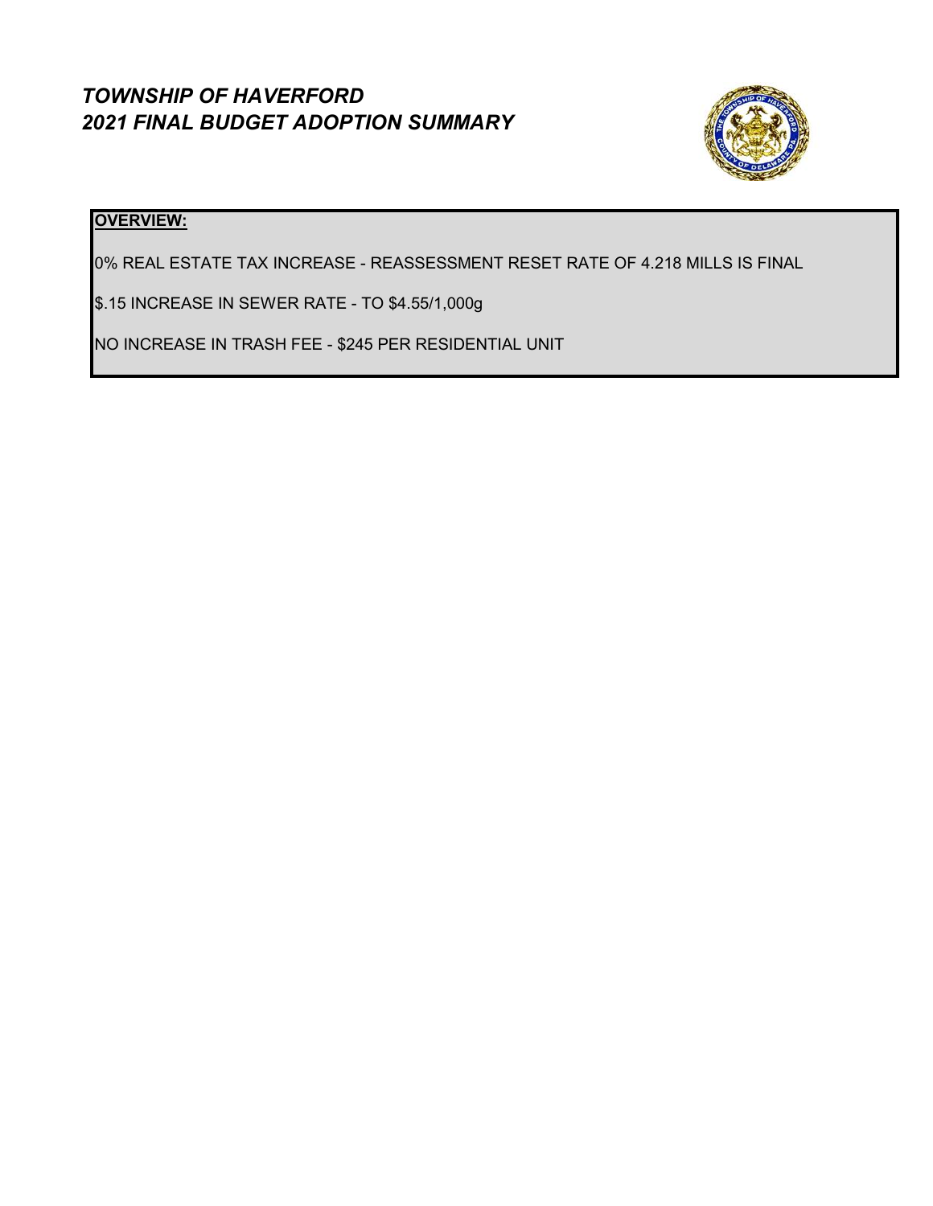# *TOWNSHIP OF HAVERFORD*
## *2021 FINAL BUDGET ADOPTION SUMMARY*

**OVERVIEW:**

0% REAL ESTATE TAX INCREASE - REASSESSMENT RESET RATE OF 4.218 MILLS IS FINAL

$.15 INCREASE IN SEWER RATE - TO $4.55/1,000g

NO INCREASE IN TRASH FEE - $245 PER RESIDENTIAL UNIT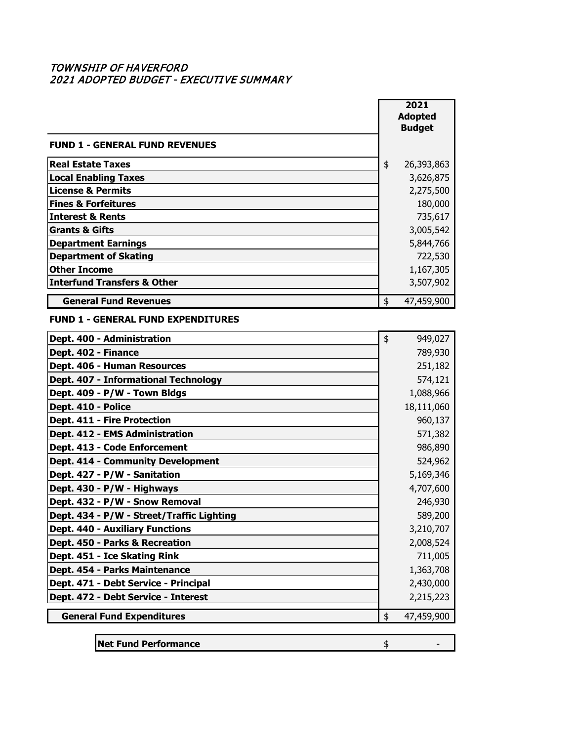# *TOWNSHIP OF HAVERFORD*
## *2021 ADOPTED BUDGET - EXECUTIVE SUMMARY*

| | 2021 Adopted Budget |
|---|---|
| **FUND 1 - GENERAL FUND REVENUES** | |
| **Real Estate Taxes** | $ 26,393,863 |
| **Local Enabling Taxes** | 3,626,875 |
| **License & Permits** | 2,275,500 |
| **Fines & Forfeitures** | 180,000 |
| **Interest & Rents** | 735,617 |
| **Grants & Gifts** | 3,005,542 |
| **Department Earnings** | 5,844,766 |
| **Department of Skating** | 722,530 |
| **Other Income** | 1,167,305 |
| **Interfund Transfers & Other** | 3,507,902 |
| **General Fund Revenues** | $ 47,459,900 |
| **FUND 1 - GENERAL FUND EXPENDITURES** | |
| **Dept. 400 - Administration** | $ 949,027 |
| **Dept. 402 - Finance** | 789,930 |
| **Dept. 406 - Human Resources** | 251,182 |
| **Dept. 407 - Informational Technology** | 574,121 |
| **Dept. 409 - P/W - Town Bldgs** | 1,088,966 |
| **Dept. 410 - Police** | 18,111,060 |
| **Dept. 411 - Fire Protection** | 960,137 |
| **Dept. 412 - EMS Administration** | 571,382 |
| **Dept. 413 - Code Enforcement** | 986,890 |
| **Dept. 414 - Community Development** | 524,962 |
| **Dept. 427 - P/W - Sanitation** | 5,169,346 |
| **Dept. 430 - P/W - Highways** | 4,707,600 |
| **Dept. 432 - P/W - Snow Removal** | 246,930 |
| **Dept. 434 - P/W - Street/Traffic Lighting** | 589,200 |
| **Dept. 440 - Auxiliary Functions** | 3,210,707 |
| **Dept. 450 - Parks & Recreation** | 2,008,524 |
| **Dept. 451 - Ice Skating Rink** | 711,005 |
| **Dept. 454 - Parks Maintenance** | 1,363,708 |
| **Dept. 471 - Debt Service - Principal** | 2,430,000 |
| **Dept. 472 - Debt Service - Interest** | 2,215,223 |
| **General Fund Expenditures** | $ 47,459,900 |

| **Net Fund Performance** | $ - |
|---|---|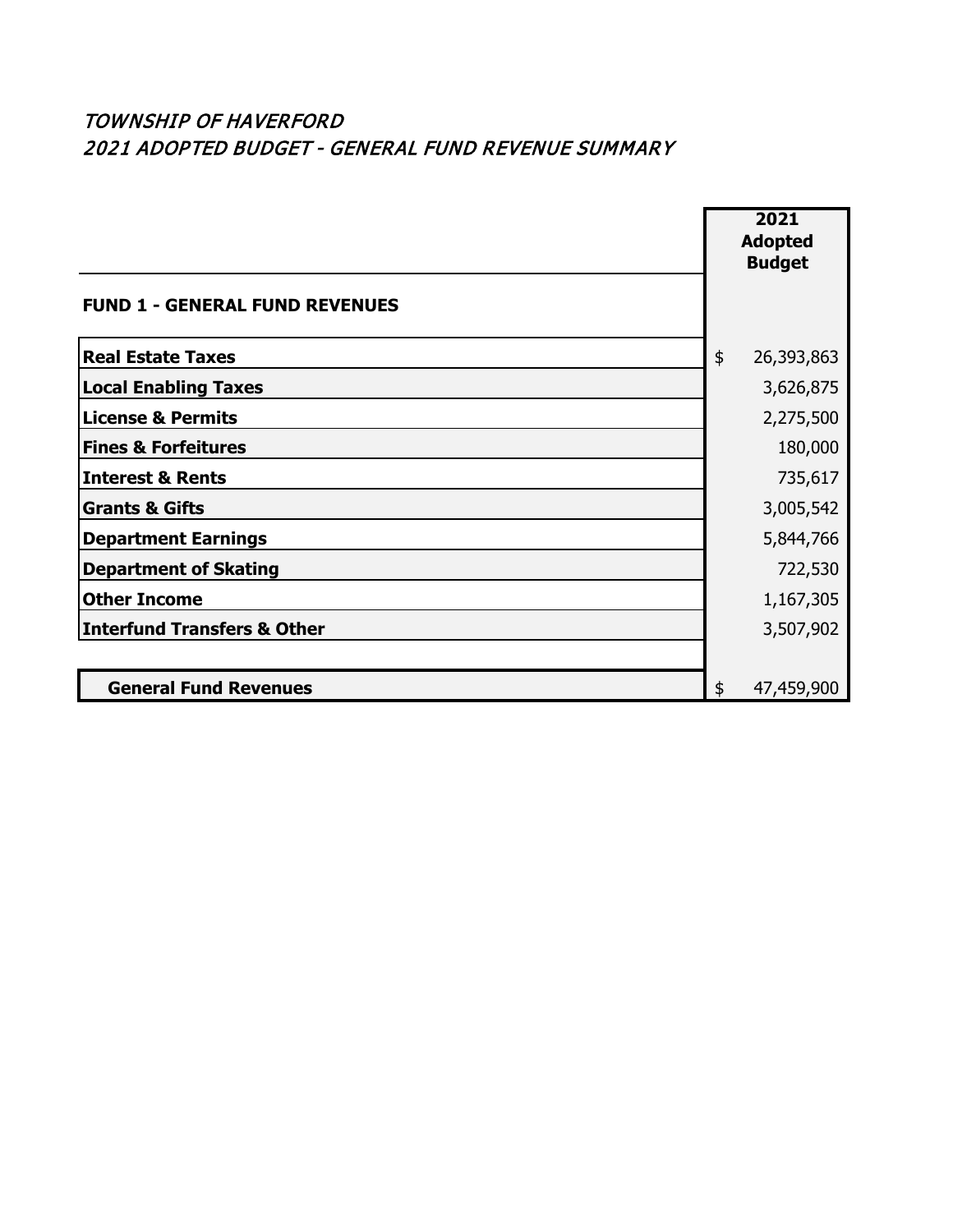*TOWNSHIP OF HAVERFORD*
*2021 ADOPTED BUDGET - GENERAL FUND REVENUE SUMMARY*

| | 2021 Adopted Budget |
|---|---|
| **FUND 1 - GENERAL FUND REVENUES** | |
| **Real Estate Taxes** | $ 26,393,863 |
| **Local Enabling Taxes** | 3,626,875 |
| **License & Permits** | 2,275,500 |
| **Fines & Forfeitures** | 180,000 |
| **Interest & Rents** | 735,617 |
| **Grants & Gifts** | 3,005,542 |
| **Department Earnings** | 5,844,766 |
| **Department of Skating** | 722,530 |
| **Other Income** | 1,167,305 |
| **Interfund Transfers & Other** | 3,507,902 |
| **General Fund Revenues** | $ 47,459,900 |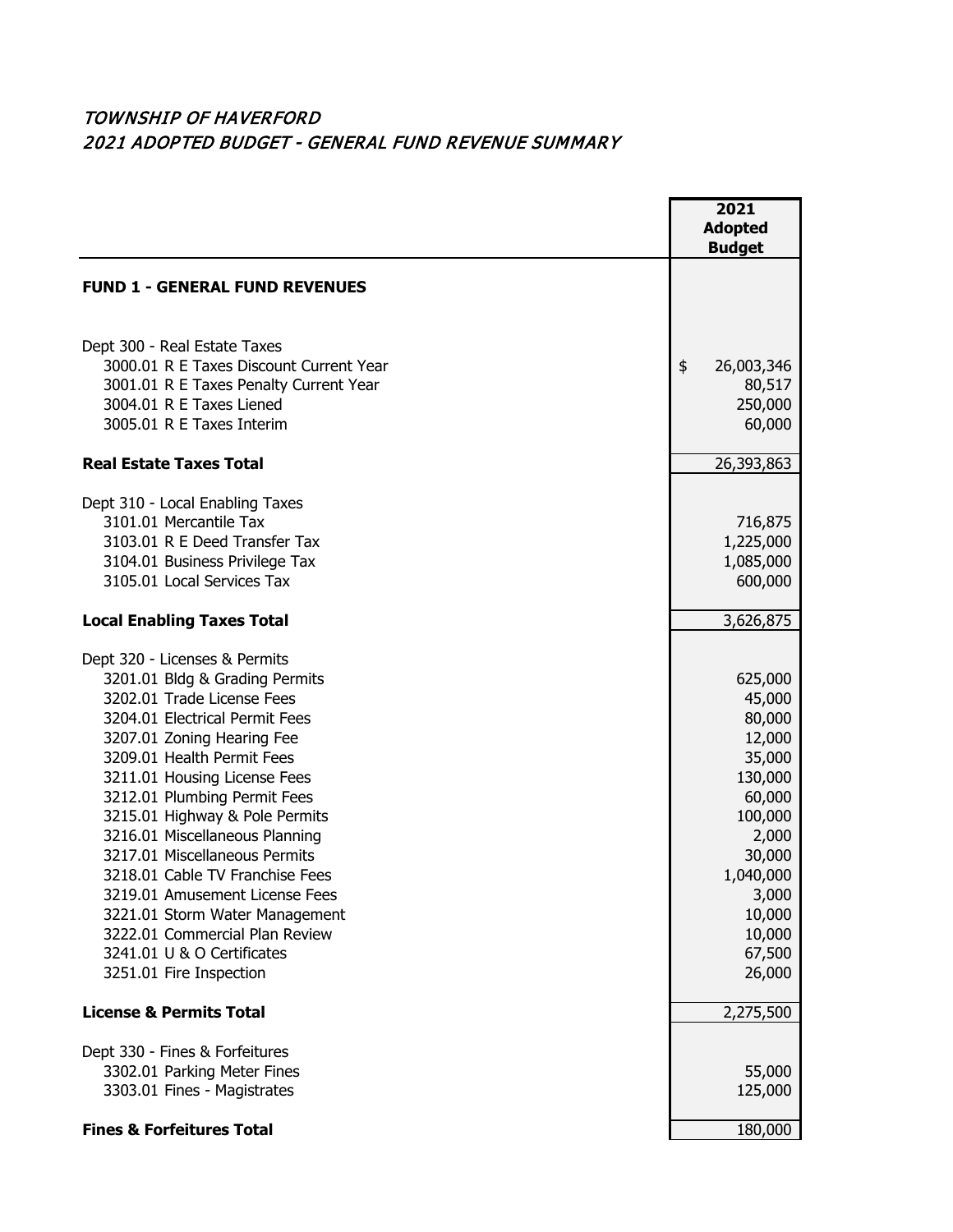*TOWNSHIP OF HAVERFORD*
*2021 ADOPTED BUDGET - GENERAL FUND REVENUE SUMMARY*

| | 2021 Adopted Budget |
|---|---|
| **FUND 1 - GENERAL FUND REVENUES** | |
| | |
| Dept 300 - Real Estate Taxes | |
| 3000.01 R E Taxes Discount Current Year | $ 26,003,346 |
| 3001.01 R E Taxes Penalty Current Year | 80,517 |
| 3004.01 R E Taxes Liened | 250,000 |
| 3005.01 R E Taxes Interim | 60,000 |
| **Real Estate Taxes Total** | 26,393,863 |
| | |
| Dept 310 - Local Enabling Taxes | |
| 3101.01 Mercantile Tax | 716,875 |
| 3103.01 R E Deed Transfer Tax | 1,225,000 |
| 3104.01 Business Privilege Tax | 1,085,000 |
| 3105.01 Local Services Tax | 600,000 |
| **Local Enabling Taxes Total** | 3,626,875 |
| | |
| Dept 320 - Licenses & Permits | |
| 3201.01 Bldg & Grading Permits | 625,000 |
| 3202.01 Trade License Fees | 45,000 |
| 3204.01 Electrical Permit Fees | 80,000 |
| 3207.01 Zoning Hearing Fee | 12,000 |
| 3209.01 Health Permit Fees | 35,000 |
| 3211.01 Housing License Fees | 130,000 |
| 3212.01 Plumbing Permit Fees | 60,000 |
| 3215.01 Highway & Pole Permits | 100,000 |
| 3216.01 Miscellaneous Planning | 2,000 |
| 3217.01 Miscellaneous Permits | 30,000 |
| 3218.01 Cable TV Franchise Fees | 1,040,000 |
| 3219.01 Amusement License Fees | 3,000 |
| 3221.01 Storm Water Management | 10,000 |
| 3222.01 Commercial Plan Review | 10,000 |
| 3241.01 U & O Certificates | 67,500 |
| 3251.01 Fire Inspection | 26,000 |
| **License & Permits Total** | 2,275,500 |
| | |
| Dept 330 - Fines & Forfeitures | |
| 3302.01 Parking Meter Fines | 55,000 |
| 3303.01 Fines - Magistrates | 125,000 |
| **Fines & Forfeitures Total** | 180,000 |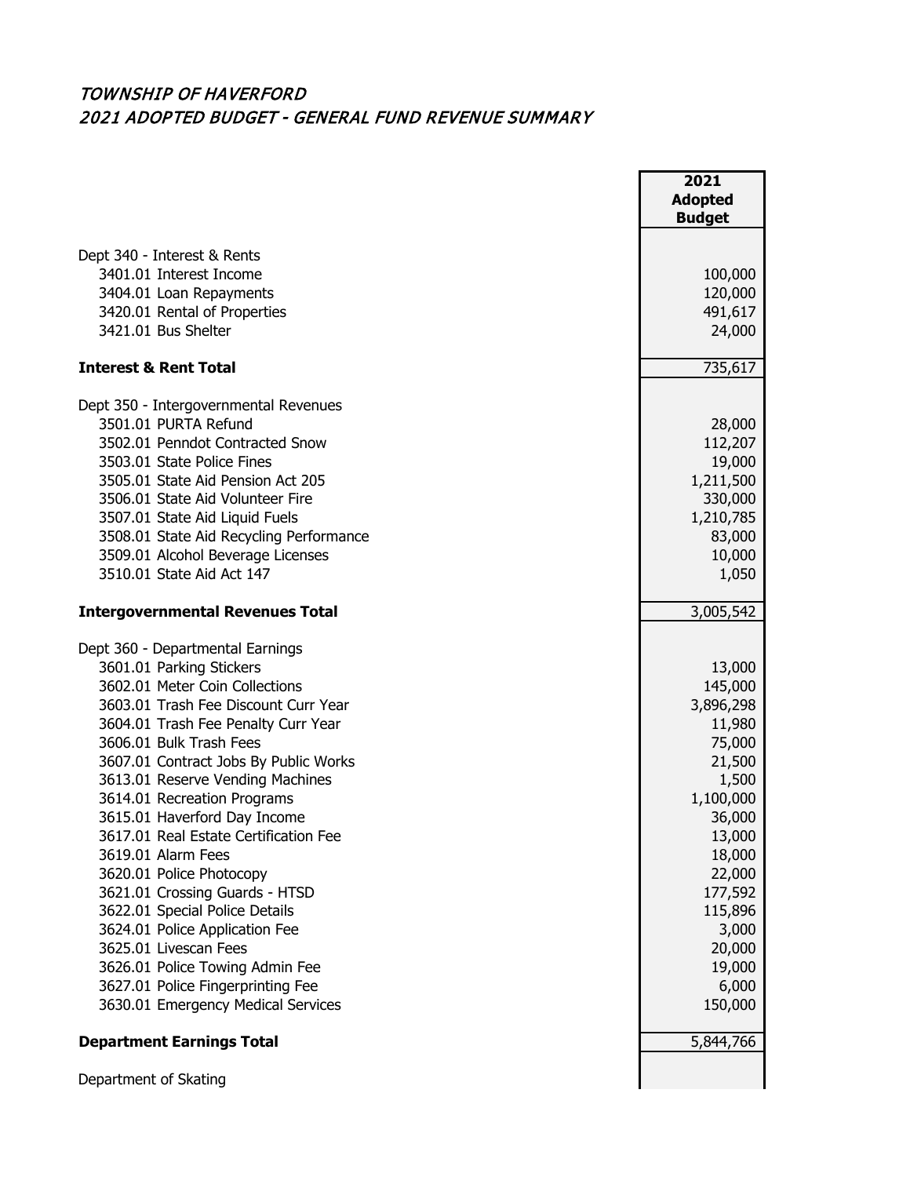## *TOWNSHIP OF HAVERFORD*
## *2021 ADOPTED BUDGET - GENERAL FUND REVENUE SUMMARY*

| | 2021 Adopted Budget |
|---|---|
| Dept 340 - Interest & Rents | |
| 3401.01 Interest Income | 100,000 |
| 3404.01 Loan Repayments | 120,000 |
| 3420.01 Rental of Properties | 491,617 |
| 3421.01 Bus Shelter | 24,000 |
| **Interest & Rent Total** | 735,617 |
| Dept 350 - Intergovernmental Revenues | |
| 3501.01 PURTA Refund | 28,000 |
| 3502.01 Penndot Contracted Snow | 112,207 |
| 3503.01 State Police Fines | 19,000 |
| 3505.01 State Aid Pension Act 205 | 1,211,500 |
| 3506.01 State Aid Volunteer Fire | 330,000 |
| 3507.01 State Aid Liquid Fuels | 1,210,785 |
| 3508.01 State Aid Recycling Performance | 83,000 |
| 3509.01 Alcohol Beverage Licenses | 10,000 |
| 3510.01 State Aid Act 147 | 1,050 |
| **Intergovernmental Revenues Total** | 3,005,542 |
| Dept 360 - Departmental Earnings | |
| 3601.01 Parking Stickers | 13,000 |
| 3602.01 Meter Coin Collections | 145,000 |
| 3603.01 Trash Fee Discount Curr Year | 3,896,298 |
| 3604.01 Trash Fee Penalty Curr Year | 11,980 |
| 3606.01 Bulk Trash Fees | 75,000 |
| 3607.01 Contract Jobs By Public Works | 21,500 |
| 3613.01 Reserve Vending Machines | 1,500 |
| 3614.01 Recreation Programs | 1,100,000 |
| 3615.01 Haverford Day Income | 36,000 |
| 3617.01 Real Estate Certification Fee | 13,000 |
| 3619.01 Alarm Fees | 18,000 |
| 3620.01 Police Photocopy | 22,000 |
| 3621.01 Crossing Guards - HTSD | 177,592 |
| 3622.01 Special Police Details | 115,896 |
| 3624.01 Police Application Fee | 3,000 |
| 3625.01 Livescan Fees | 20,000 |
| 3626.01 Police Towing Admin Fee | 19,000 |
| 3627.01 Police Fingerprinting Fee | 6,000 |
| 3630.01 Emergency Medical Services | 150,000 |
| **Department Earnings Total** | 5,844,766 |
| Department of Skating | |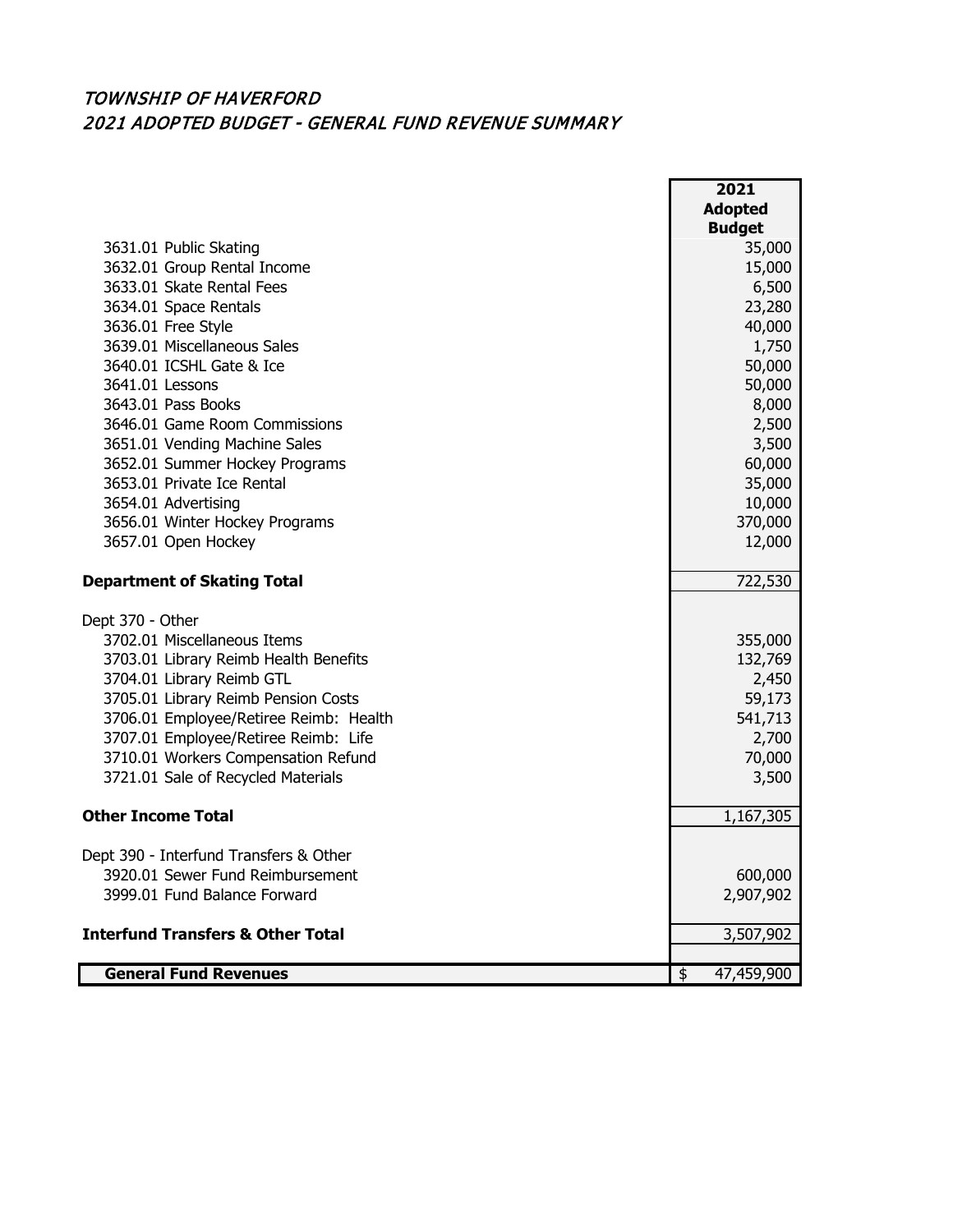*TOWNSHIP OF HAVERFORD*

*2021 ADOPTED BUDGET - GENERAL FUND REVENUE SUMMARY*

| | 2021 Adopted Budget |
|---|---|
| 3631.01 Public Skating | 35,000 |
| 3632.01 Group Rental Income | 15,000 |
| 3633.01 Skate Rental Fees | 6,500 |
| 3634.01 Space Rentals | 23,280 |
| 3636.01 Free Style | 40,000 |
| 3639.01 Miscellaneous Sales | 1,750 |
| 3640.01 ICSHL Gate & Ice | 50,000 |
| 3641.01 Lessons | 50,000 |
| 3643.01 Pass Books | 8,000 |
| 3646.01 Game Room Commissions | 2,500 |
| 3651.01 Vending Machine Sales | 3,500 |
| 3652.01 Summer Hockey Programs | 60,000 |
| 3653.01 Private Ice Rental | 35,000 |
| 3654.01 Advertising | 10,000 |
| 3656.01 Winter Hockey Programs | 370,000 |
| 3657.01 Open Hockey | 12,000 |
| **Department of Skating Total** | 722,530 |
| Dept 370 - Other | |
| 3702.01 Miscellaneous Items | 355,000 |
| 3703.01 Library Reimb Health Benefits | 132,769 |
| 3704.01 Library Reimb GTL | 2,450 |
| 3705.01 Library Reimb Pension Costs | 59,173 |
| 3706.01 Employee/Retiree Reimb: Health | 541,713 |
| 3707.01 Employee/Retiree Reimb: Life | 2,700 |
| 3710.01 Workers Compensation Refund | 70,000 |
| 3721.01 Sale of Recycled Materials | 3,500 |
| **Other Income Total** | 1,167,305 |
| Dept 390 - Interfund Transfers & Other | |
| 3920.01 Sewer Fund Reimbursement | 600,000 |
| 3999.01 Fund Balance Forward | 2,907,902 |
| **Interfund Transfers & Other Total** | 3,507,902 |
| **General Fund Revenues** | $ 47,459,900 |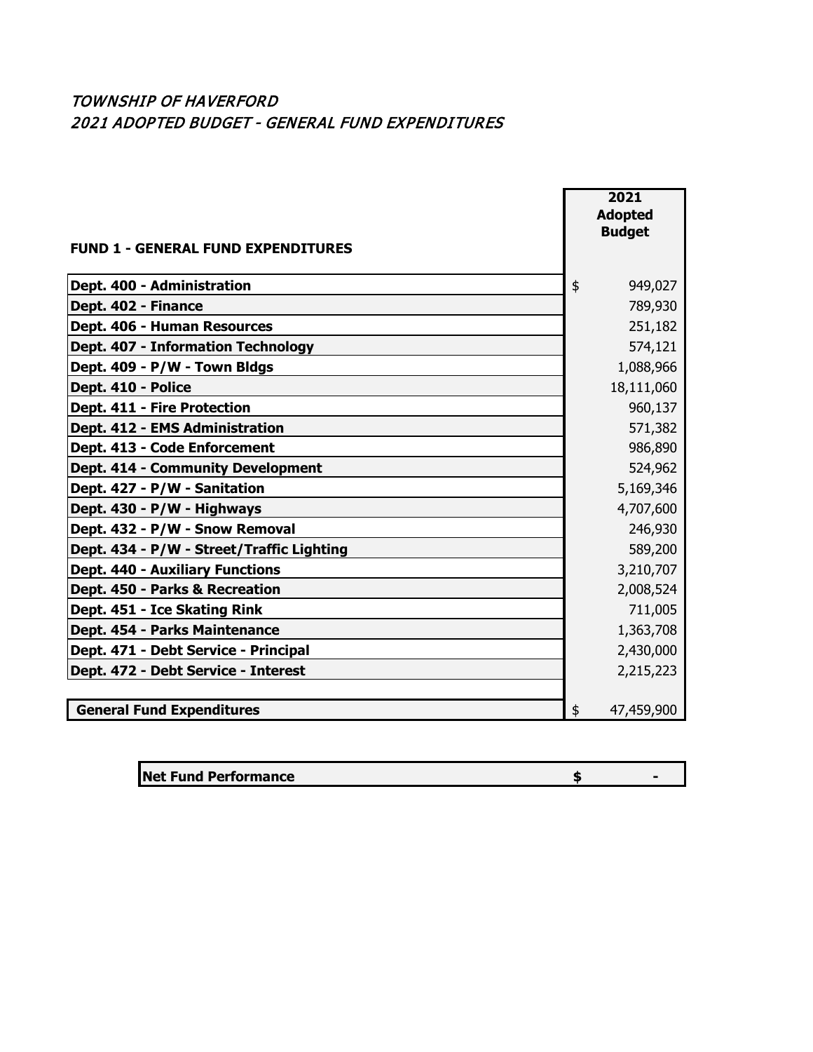*TOWNSHIP OF HAVERFORD*
*2021 ADOPTED BUDGET - GENERAL FUND EXPENDITURES*

| FUND 1 - GENERAL FUND EXPENDITURES | 2021 Adopted Budget |
|---|---|
| **Dept. 400 - Administration** | $ 949,027 |
| **Dept. 402 - Finance** | 789,930 |
| **Dept. 406 - Human Resources** | 251,182 |
| **Dept. 407 - Information Technology** | 574,121 |
| **Dept. 409 - P/W - Town Bldgs** | 1,088,966 |
| **Dept. 410 - Police** | 18,111,060 |
| **Dept. 411 - Fire Protection** | 960,137 |
| **Dept. 412 - EMS Administration** | 571,382 |
| **Dept. 413 - Code Enforcement** | 986,890 |
| **Dept. 414 - Community Development** | 524,962 |
| **Dept. 427 - P/W - Sanitation** | 5,169,346 |
| **Dept. 430 - P/W - Highways** | 4,707,600 |
| **Dept. 432 - P/W - Snow Removal** | 246,930 |
| **Dept. 434 - P/W - Street/Traffic Lighting** | 589,200 |
| **Dept. 440 - Auxiliary Functions** | 3,210,707 |
| **Dept. 450 - Parks & Recreation** | 2,008,524 |
| **Dept. 451 - Ice Skating Rink** | 711,005 |
| **Dept. 454 - Parks Maintenance** | 1,363,708 |
| **Dept. 471 - Debt Service - Principal** | 2,430,000 |
| **Dept. 472 - Debt Service - Interest** | 2,215,223 |
| **General Fund Expenditures** | $ 47,459,900 |

| **Net Fund Performance** | **$ -** |
|---|---|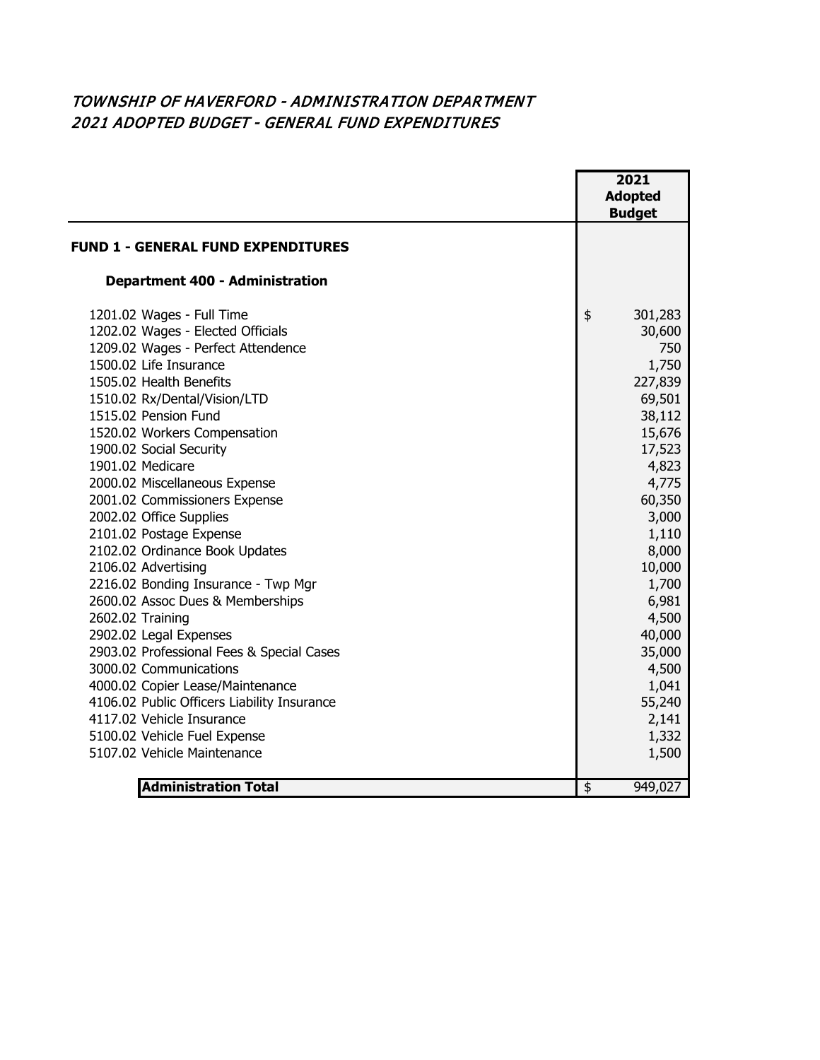## *TOWNSHIP OF HAVERFORD - ADMINISTRATION DEPARTMENT*
## *2021 ADOPTED BUDGET - GENERAL FUND EXPENDITURES*

| | 2021 Adopted Budget |
|---|---|
| **FUND 1 - GENERAL FUND EXPENDITURES** | |
| **Department 400 - Administration** | |
| 1201.02 Wages - Full Time | $ 301,283 |
| 1202.02 Wages - Elected Officials | 30,600 |
| 1209.02 Wages - Perfect Attendence | 750 |
| 1500.02 Life Insurance | 1,750 |
| 1505.02 Health Benefits | 227,839 |
| 1510.02 Rx/Dental/Vision/LTD | 69,501 |
| 1515.02 Pension Fund | 38,112 |
| 1520.02 Workers Compensation | 15,676 |
| 1900.02 Social Security | 17,523 |
| 1901.02 Medicare | 4,823 |
| 2000.02 Miscellaneous Expense | 4,775 |
| 2001.02 Commissioners Expense | 60,350 |
| 2002.02 Office Supplies | 3,000 |
| 2101.02 Postage Expense | 1,110 |
| 2102.02 Ordinance Book Updates | 8,000 |
| 2106.02 Advertising | 10,000 |
| 2216.02 Bonding Insurance - Twp Mgr | 1,700 |
| 2600.02 Assoc Dues & Memberships | 6,981 |
| 2602.02 Training | 4,500 |
| 2902.02 Legal Expenses | 40,000 |
| 2903.02 Professional Fees & Special Cases | 35,000 |
| 3000.02 Communications | 4,500 |
| 4000.02 Copier Lease/Maintenance | 1,041 |
| 4106.02 Public Officers Liability Insurance | 55,240 |
| 4117.02 Vehicle Insurance | 2,141 |
| 5100.02 Vehicle Fuel Expense | 1,332 |
| 5107.02 Vehicle Maintenance | 1,500 |
| **Administration Total** | $ 949,027 |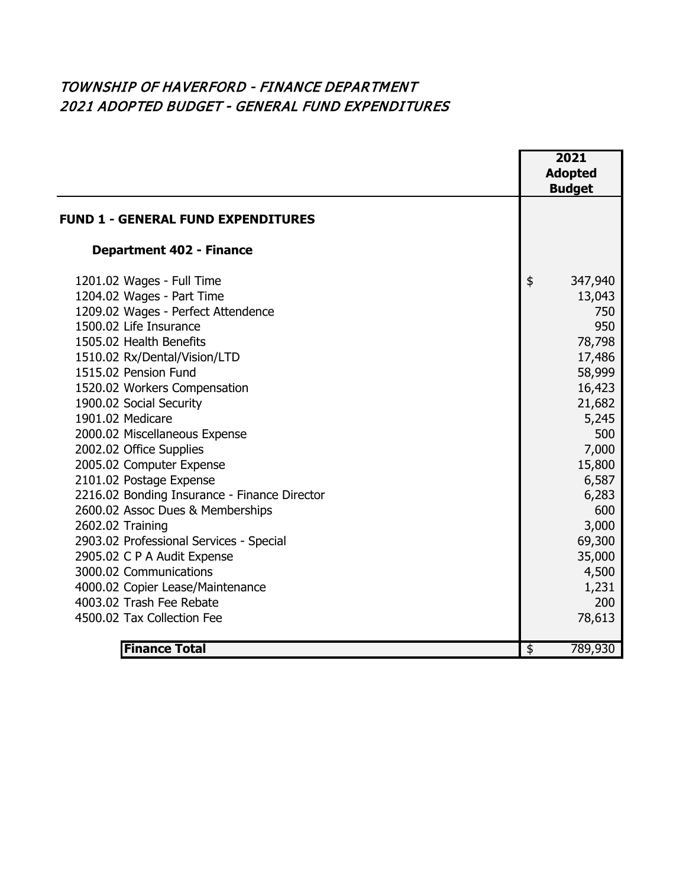*TOWNSHIP OF HAVERFORD - FINANCE DEPARTMENT*
*2021 ADOPTED BUDGET - GENERAL FUND EXPENDITURES*

| | 2021 Adopted Budget |
|---|---|
| **FUND 1 - GENERAL FUND EXPENDITURES** | |
| **Department 402 - Finance** | |
| 1201.02 Wages - Full Time | $ 347,940 |
| 1204.02 Wages - Part Time | 13,043 |
| 1209.02 Wages - Perfect Attendence | 750 |
| 1500.02 Life Insurance | 950 |
| 1505.02 Health Benefits | 78,798 |
| 1510.02 Rx/Dental/Vision/LTD | 17,486 |
| 1515.02 Pension Fund | 58,999 |
| 1520.02 Workers Compensation | 16,423 |
| 1900.02 Social Security | 21,682 |
| 1901.02 Medicare | 5,245 |
| 2000.02 Miscellaneous Expense | 500 |
| 2002.02 Office Supplies | 7,000 |
| 2005.02 Computer Expense | 15,800 |
| 2101.02 Postage Expense | 6,587 |
| 2216.02 Bonding Insurance - Finance Director | 6,283 |
| 2600.02 Assoc Dues & Memberships | 600 |
| 2602.02 Training | 3,000 |
| 2903.02 Professional Services - Special | 69,300 |
| 2905.02 C P A Audit Expense | 35,000 |
| 3000.02 Communications | 4,500 |
| 4000.02 Copier Lease/Maintenance | 1,231 |
| 4003.02 Trash Fee Rebate | 200 |
| 4500.02 Tax Collection Fee | 78,613 |
| **Finance Total** | $ 789,930 |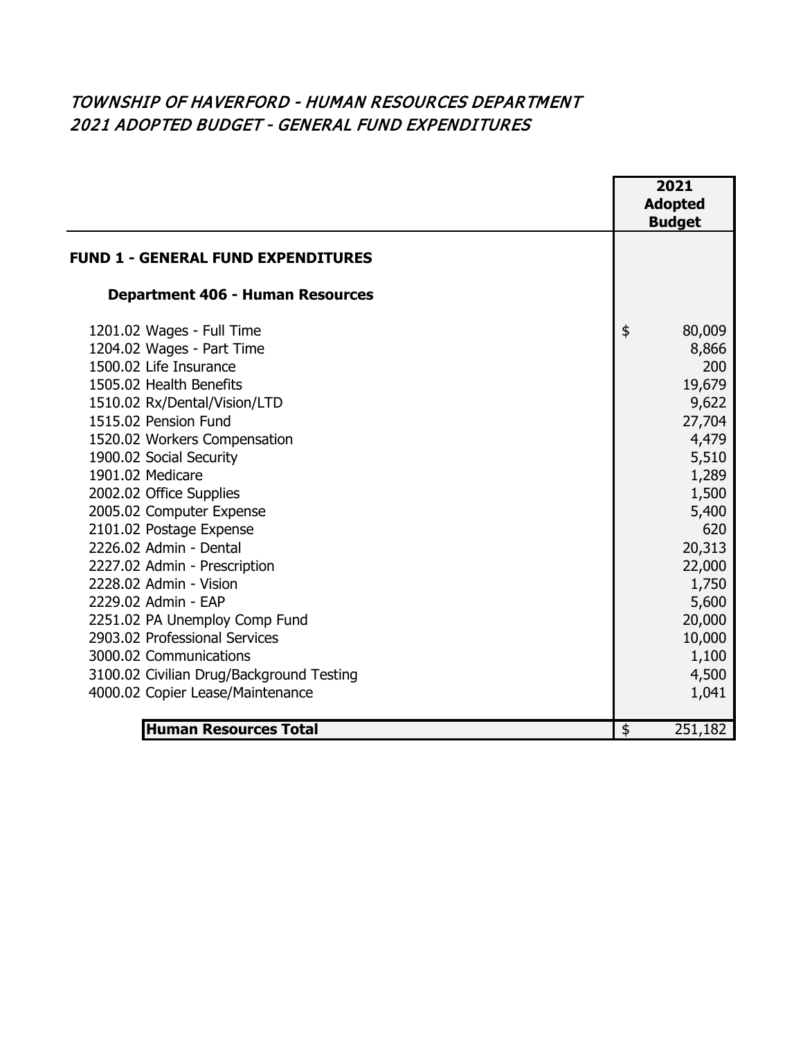# *TOWNSHIP OF HAVERFORD - HUMAN RESOURCES DEPARTMENT*
# *2021 ADOPTED BUDGET - GENERAL FUND EXPENDITURES*

| | 2021 Adopted Budget |
|---|---|
| **FUND 1 - GENERAL FUND EXPENDITURES** | |
| **Department 406 - Human Resources** | |
| 1201.02 Wages - Full Time | $ 80,009 |
| 1204.02 Wages - Part Time | 8,866 |
| 1500.02 Life Insurance | 200 |
| 1505.02 Health Benefits | 19,679 |
| 1510.02 Rx/Dental/Vision/LTD | 9,622 |
| 1515.02 Pension Fund | 27,704 |
| 1520.02 Workers Compensation | 4,479 |
| 1900.02 Social Security | 5,510 |
| 1901.02 Medicare | 1,289 |
| 2002.02 Office Supplies | 1,500 |
| 2005.02 Computer Expense | 5,400 |
| 2101.02 Postage Expense | 620 |
| 2226.02 Admin - Dental | 20,313 |
| 2227.02 Admin - Prescription | 22,000 |
| 2228.02 Admin - Vision | 1,750 |
| 2229.02 Admin - EAP | 5,600 |
| 2251.02 PA Unemploy Comp Fund | 20,000 |
| 2903.02 Professional Services | 10,000 |
| 3000.02 Communications | 1,100 |
| 3100.02 Civilian Drug/Background Testing | 4,500 |
| 4000.02 Copier Lease/Maintenance | 1,041 |
| **Human Resources Total** | $ 251,182 |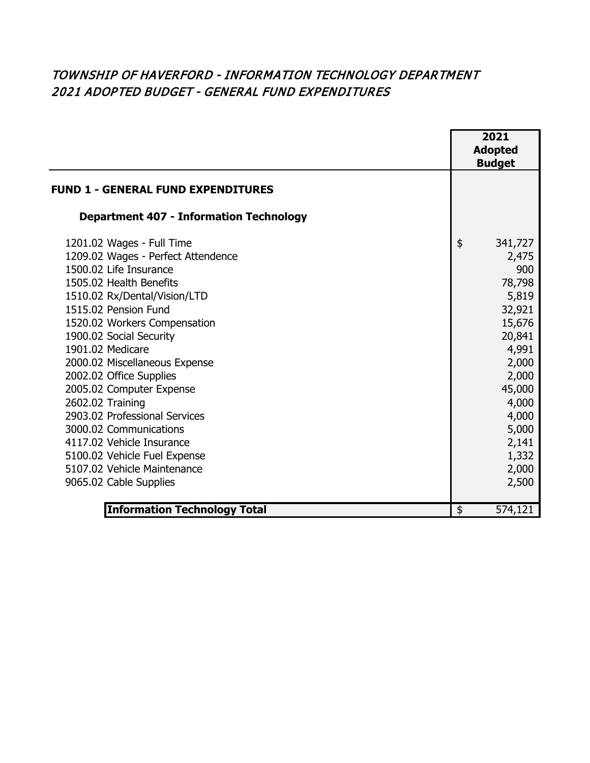# *TOWNSHIP OF HAVERFORD - INFORMATION TECHNOLOGY DEPARTMENT*
# *2021 ADOPTED BUDGET - GENERAL FUND EXPENDITURES*

| | 2021 Adopted Budget |
|---|---|
| **FUND 1 - GENERAL FUND EXPENDITURES** | |
| **Department 407 - Information Technology** | |
| 1201.02 Wages - Full Time | $ 341,727 |
| 1209.02 Wages - Perfect Attendence | 2,475 |
| 1500.02 Life Insurance | 900 |
| 1505.02 Health Benefits | 78,798 |
| 1510.02 Rx/Dental/Vision/LTD | 5,819 |
| 1515.02 Pension Fund | 32,921 |
| 1520.02 Workers Compensation | 15,676 |
| 1900.02 Social Security | 20,841 |
| 1901.02 Medicare | 4,991 |
| 2000.02 Miscellaneous Expense | 2,000 |
| 2002.02 Office Supplies | 2,000 |
| 2005.02 Computer Expense | 45,000 |
| 2602.02 Training | 4,000 |
| 2903.02 Professional Services | 4,000 |
| 3000.02 Communications | 5,000 |
| 4117.02 Vehicle Insurance | 2,141 |
| 5100.02 Vehicle Fuel Expense | 1,332 |
| 5107.02 Vehicle Maintenance | 2,000 |
| 9065.02 Cable Supplies | 2,500 |
| **Information Technology Total** | $ 574,121 |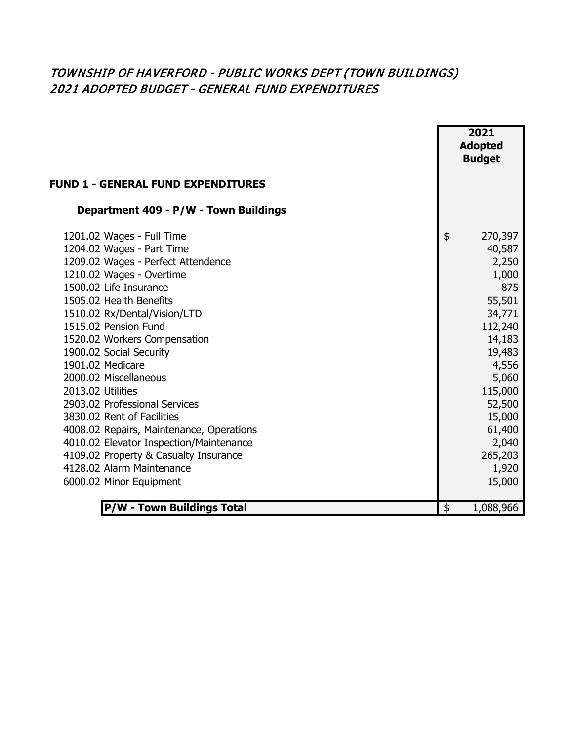*TOWNSHIP OF HAVERFORD - PUBLIC WORKS DEPT (TOWN BUILDINGS)*
*2021 ADOPTED BUDGET - GENERAL FUND EXPENDITURES*

| | 2021 Adopted Budget |
|---|---|
| **FUND 1 - GENERAL FUND EXPENDITURES** | |
| **Department 409 - P/W - Town Buildings** | |
| 1201.02 Wages - Full Time | $ 270,397 |
| 1204.02 Wages - Part Time | 40,587 |
| 1209.02 Wages - Perfect Attendence | 2,250 |
| 1210.02 Wages - Overtime | 1,000 |
| 1500.02 Life Insurance | 875 |
| 1505.02 Health Benefits | 55,501 |
| 1510.02 Rx/Dental/Vision/LTD | 34,771 |
| 1515.02 Pension Fund | 112,240 |
| 1520.02 Workers Compensation | 14,183 |
| 1900.02 Social Security | 19,483 |
| 1901.02 Medicare | 4,556 |
| 2000.02 Miscellaneous | 5,060 |
| 2013.02 Utilities | 115,000 |
| 2903.02 Professional Services | 52,500 |
| 3830.02 Rent of Facilities | 15,000 |
| 4008.02 Repairs, Maintenance, Operations | 61,400 |
| 4010.02 Elevator Inspection/Maintenance | 2,040 |
| 4109.02 Property & Casualty Insurance | 265,203 |
| 4128.02 Alarm Maintenance | 1,920 |
| 6000.02 Minor Equipment | 15,000 |
| **P/W - Town Buildings Total** | $ 1,088,966 |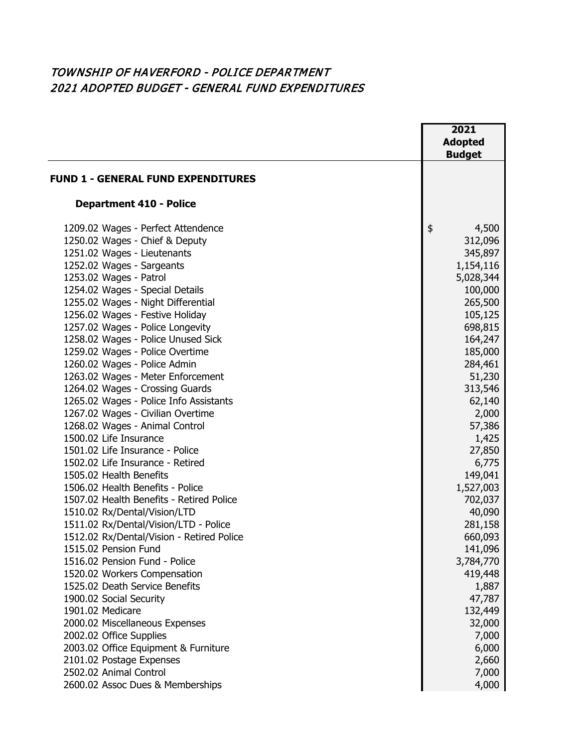# *TOWNSHIP OF HAVERFORD - POLICE DEPARTMENT*
# *2021 ADOPTED BUDGET - GENERAL FUND EXPENDITURES*

| | 2021 Adopted Budget |
|---|---|
| **FUND 1 - GENERAL FUND EXPENDITURES** | |
| **Department 410 - Police** | |
| 1209.02 Wages - Perfect Attendence | $ 4,500 |
| 1250.02 Wages - Chief & Deputy | 312,096 |
| 1251.02 Wages - Lieutenants | 345,897 |
| 1252.02 Wages - Sargeants | 1,154,116 |
| 1253.02 Wages - Patrol | 5,028,344 |
| 1254.02 Wages - Special Details | 100,000 |
| 1255.02 Wages - Night Differential | 265,500 |
| 1256.02 Wages - Festive Holiday | 105,125 |
| 1257.02 Wages - Police Longevity | 698,815 |
| 1258.02 Wages - Police Unused Sick | 164,247 |
| 1259.02 Wages - Police Overtime | 185,000 |
| 1260.02 Wages - Police Admin | 284,461 |
| 1263.02 Wages - Meter Enforcement | 51,230 |
| 1264.02 Wages - Crossing Guards | 313,546 |
| 1265.02 Wages - Police Info Assistants | 62,140 |
| 1267.02 Wages - Civilian Overtime | 2,000 |
| 1268.02 Wages - Animal Control | 57,386 |
| 1500.02 Life Insurance | 1,425 |
| 1501.02 Life Insurance - Police | 27,850 |
| 1502.02 Life Insurance - Retired | 6,775 |
| 1505.02 Health Benefits | 149,041 |
| 1506.02 Health Benefits - Police | 1,527,003 |
| 1507.02 Health Benefits - Retired Police | 702,037 |
| 1510.02 Rx/Dental/Vision/LTD | 40,090 |
| 1511.02 Rx/Dental/Vision/LTD - Police | 281,158 |
| 1512.02 Rx/Dental/Vision - Retired Police | 660,093 |
| 1515.02 Pension Fund | 141,096 |
| 1516.02 Pension Fund - Police | 3,784,770 |
| 1520.02 Workers Compensation | 419,448 |
| 1525.02 Death Service Benefits | 1,887 |
| 1900.02 Social Security | 47,787 |
| 1901.02 Medicare | 132,449 |
| 2000.02 Miscellaneous Expenses | 32,000 |
| 2002.02 Office Supplies | 7,000 |
| 2003.02 Office Equipment & Furniture | 6,000 |
| 2101.02 Postage Expenses | 2,660 |
| 2502.02 Animal Control | 7,000 |
| 2600.02 Assoc Dues & Memberships | 4,000 |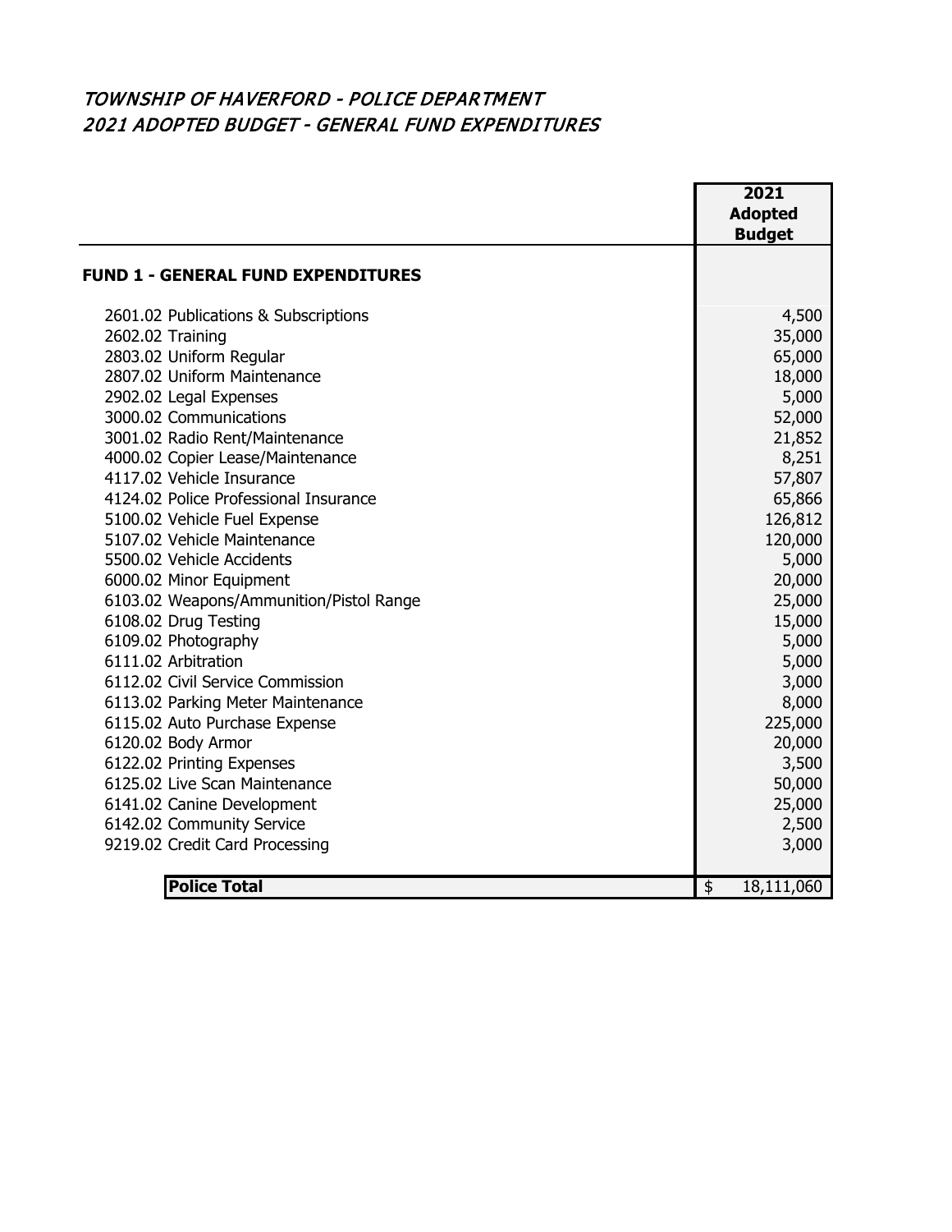## *TOWNSHIP OF HAVERFORD - POLICE DEPARTMENT*
## *2021 ADOPTED BUDGET - GENERAL FUND EXPENDITURES*

| | 2021 Adopted Budget |
|---|---|
| **FUND 1 - GENERAL FUND EXPENDITURES** | |
| 2601.02 Publications & Subscriptions | 4,500 |
| 2602.02 Training | 35,000 |
| 2803.02 Uniform Regular | 65,000 |
| 2807.02 Uniform Maintenance | 18,000 |
| 2902.02 Legal Expenses | 5,000 |
| 3000.02 Communications | 52,000 |
| 3001.02 Radio Rent/Maintenance | 21,852 |
| 4000.02 Copier Lease/Maintenance | 8,251 |
| 4117.02 Vehicle Insurance | 57,807 |
| 4124.02 Police Professional Insurance | 65,866 |
| 5100.02 Vehicle Fuel Expense | 126,812 |
| 5107.02 Vehicle Maintenance | 120,000 |
| 5500.02 Vehicle Accidents | 5,000 |
| 6000.02 Minor Equipment | 20,000 |
| 6103.02 Weapons/Ammunition/Pistol Range | 25,000 |
| 6108.02 Drug Testing | 15,000 |
| 6109.02 Photography | 5,000 |
| 6111.02 Arbitration | 5,000 |
| 6112.02 Civil Service Commission | 3,000 |
| 6113.02 Parking Meter Maintenance | 8,000 |
| 6115.02 Auto Purchase Expense | 225,000 |
| 6120.02 Body Armor | 20,000 |
| 6122.02 Printing Expenses | 3,500 |
| 6125.02 Live Scan Maintenance | 50,000 |
| 6141.02 Canine Development | 25,000 |
| 6142.02 Community Service | 2,500 |
| 9219.02 Credit Card Processing | 3,000 |
| **Police Total** | $ 18,111,060 |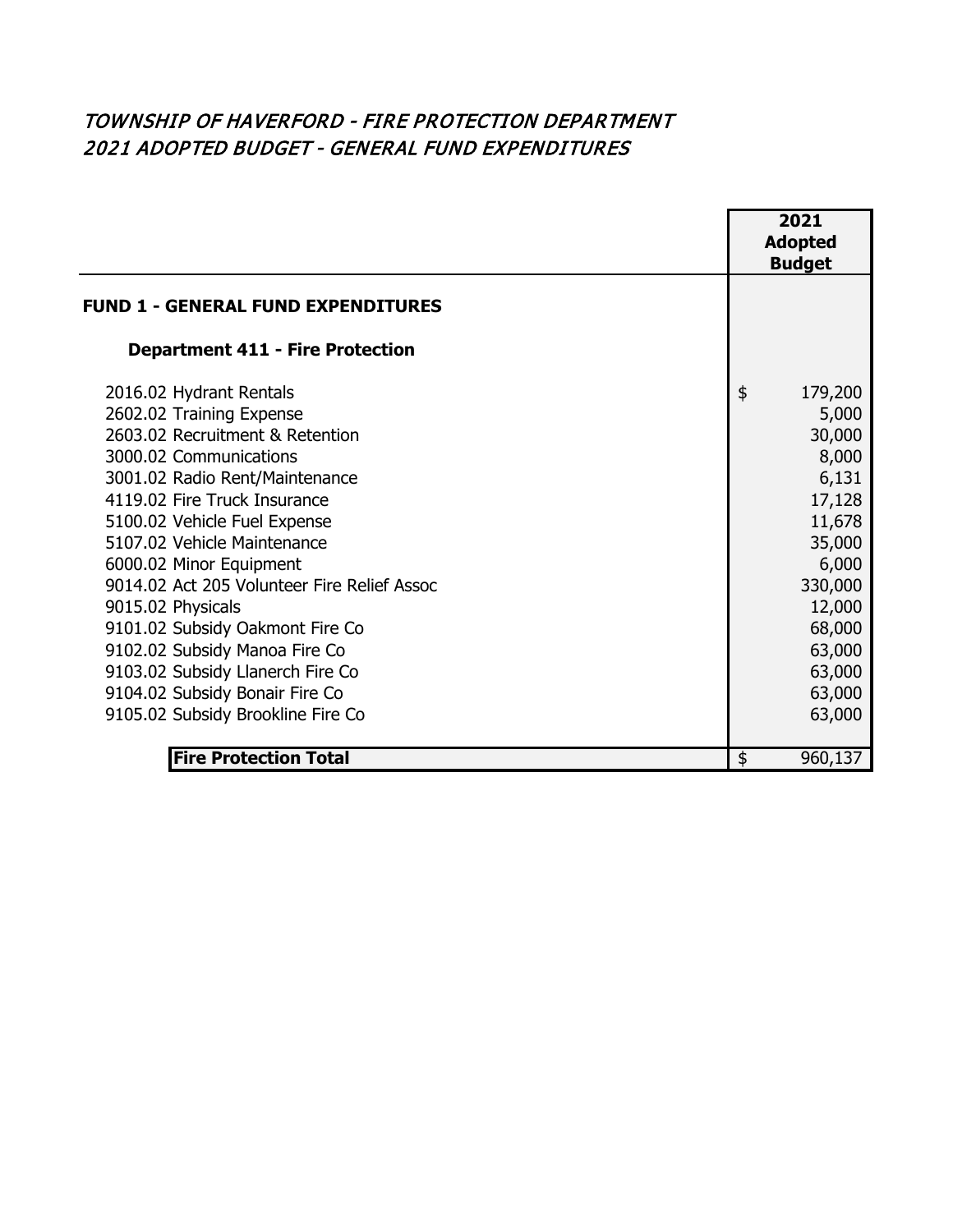# *TOWNSHIP OF HAVERFORD - FIRE PROTECTION DEPARTMENT*
## *2021 ADOPTED BUDGET - GENERAL FUND EXPENDITURES*

| | 2021 Adopted Budget |
|---|---|
| **FUND 1 - GENERAL FUND EXPENDITURES** | |
| **Department 411 - Fire Protection** | |
| 2016.02 Hydrant Rentals | $ 179,200 |
| 2602.02 Training Expense | 5,000 |
| 2603.02 Recruitment & Retention | 30,000 |
| 3000.02 Communications | 8,000 |
| 3001.02 Radio Rent/Maintenance | 6,131 |
| 4119.02 Fire Truck Insurance | 17,128 |
| 5100.02 Vehicle Fuel Expense | 11,678 |
| 5107.02 Vehicle Maintenance | 35,000 |
| 6000.02 Minor Equipment | 6,000 |
| 9014.02 Act 205 Volunteer Fire Relief Assoc | 330,000 |
| 9015.02 Physicals | 12,000 |
| 9101.02 Subsidy Oakmont Fire Co | 68,000 |
| 9102.02 Subsidy Manoa Fire Co | 63,000 |
| 9103.02 Subsidy Llanerch Fire Co | 63,000 |
| 9104.02 Subsidy Bonair Fire Co | 63,000 |
| 9105.02 Subsidy Brookline Fire Co | 63,000 |
| **Fire Protection Total** | $ 960,137 |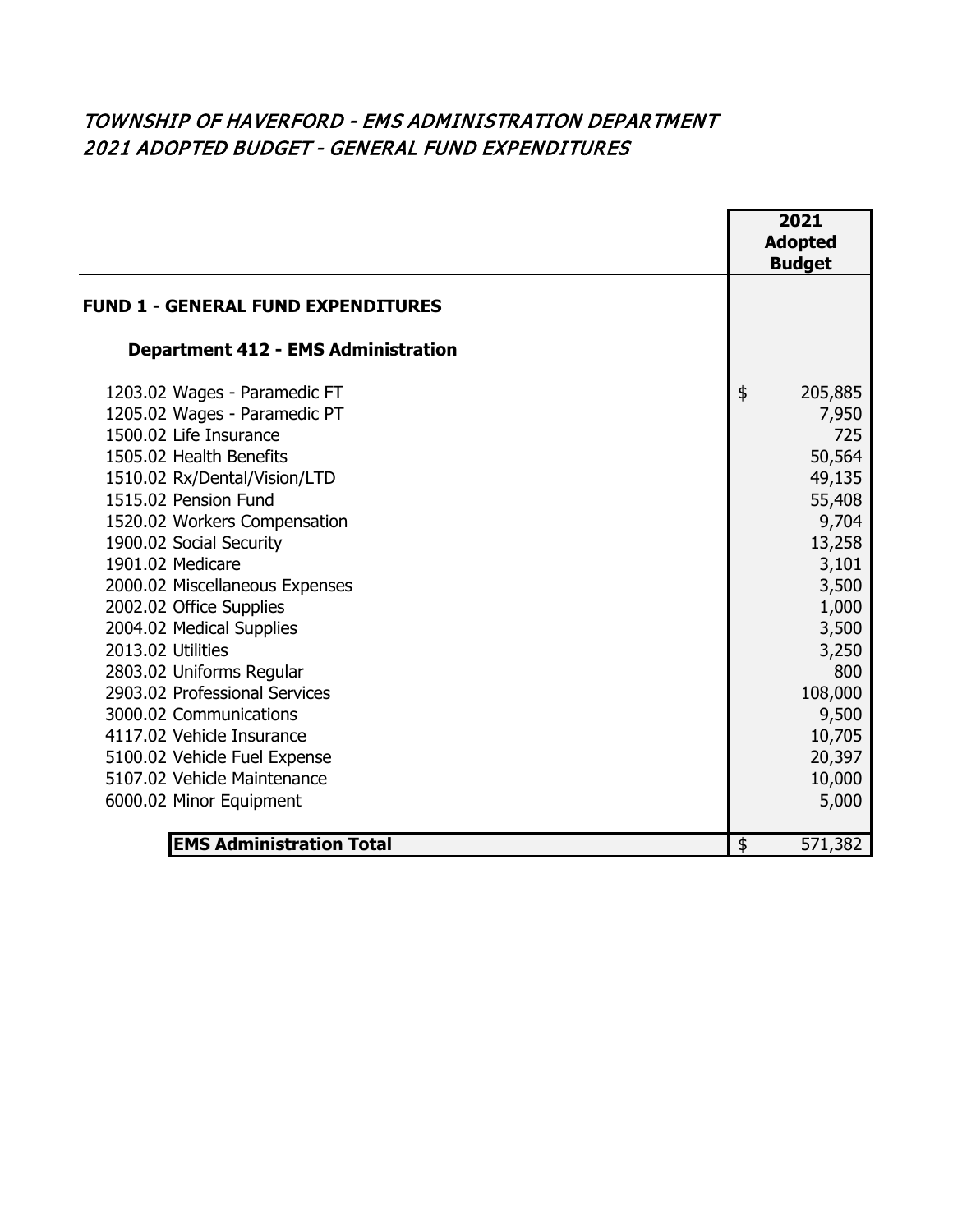# *TOWNSHIP OF HAVERFORD - EMS ADMINISTRATION DEPARTMENT*
# *2021 ADOPTED BUDGET - GENERAL FUND EXPENDITURES*

| | 2021 Adopted Budget |
|---|---|
| **FUND 1 - GENERAL FUND EXPENDITURES** | |
| **Department 412 - EMS Administration** | |
| 1203.02 Wages - Paramedic FT | $ 205,885 |
| 1205.02 Wages - Paramedic PT | 7,950 |
| 1500.02 Life Insurance | 725 |
| 1505.02 Health Benefits | 50,564 |
| 1510.02 Rx/Dental/Vision/LTD | 49,135 |
| 1515.02 Pension Fund | 55,408 |
| 1520.02 Workers Compensation | 9,704 |
| 1900.02 Social Security | 13,258 |
| 1901.02 Medicare | 3,101 |
| 2000.02 Miscellaneous Expenses | 3,500 |
| 2002.02 Office Supplies | 1,000 |
| 2004.02 Medical Supplies | 3,500 |
| 2013.02 Utilities | 3,250 |
| 2803.02 Uniforms Regular | 800 |
| 2903.02 Professional Services | 108,000 |
| 3000.02 Communications | 9,500 |
| 4117.02 Vehicle Insurance | 10,705 |
| 5100.02 Vehicle Fuel Expense | 20,397 |
| 5107.02 Vehicle Maintenance | 10,000 |
| 6000.02 Minor Equipment | 5,000 |
| **EMS Administration Total** | $ 571,382 |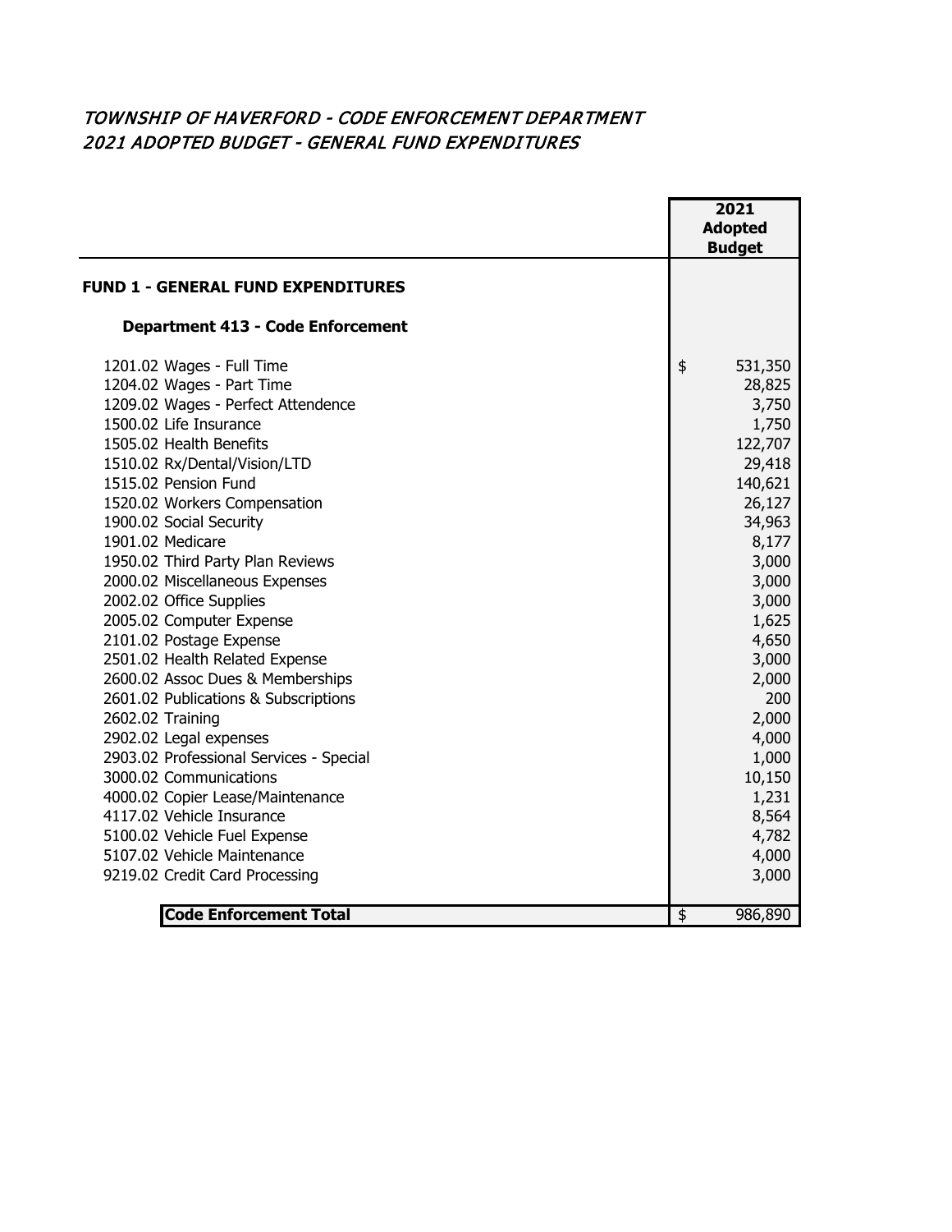*TOWNSHIP OF HAVERFORD - CODE ENFORCEMENT DEPARTMENT*
*2021 ADOPTED BUDGET - GENERAL FUND EXPENDITURES*

| | 2021 Adopted Budget |
|---|---|
| **FUND 1 - GENERAL FUND EXPENDITURES** | |
| **Department 413 - Code Enforcement** | |
| 1201.02 Wages - Full Time | $ 531,350 |
| 1204.02 Wages - Part Time | 28,825 |
| 1209.02 Wages - Perfect Attendence | 3,750 |
| 1500.02 Life Insurance | 1,750 |
| 1505.02 Health Benefits | 122,707 |
| 1510.02 Rx/Dental/Vision/LTD | 29,418 |
| 1515.02 Pension Fund | 140,621 |
| 1520.02 Workers Compensation | 26,127 |
| 1900.02 Social Security | 34,963 |
| 1901.02 Medicare | 8,177 |
| 1950.02 Third Party Plan Reviews | 3,000 |
| 2000.02 Miscellaneous Expenses | 3,000 |
| 2002.02 Office Supplies | 3,000 |
| 2005.02 Computer Expense | 1,625 |
| 2101.02 Postage Expense | 4,650 |
| 2501.02 Health Related Expense | 3,000 |
| 2600.02 Assoc Dues & Memberships | 2,000 |
| 2601.02 Publications & Subscriptions | 200 |
| 2602.02 Training | 2,000 |
| 2902.02 Legal expenses | 4,000 |
| 2903.02 Professional Services - Special | 1,000 |
| 3000.02 Communications | 10,150 |
| 4000.02 Copier Lease/Maintenance | 1,231 |
| 4117.02 Vehicle Insurance | 8,564 |
| 5100.02 Vehicle Fuel Expense | 4,782 |
| 5107.02 Vehicle Maintenance | 4,000 |
| 9219.02 Credit Card Processing | 3,000 |
| **Code Enforcement Total** | $ 986,890 |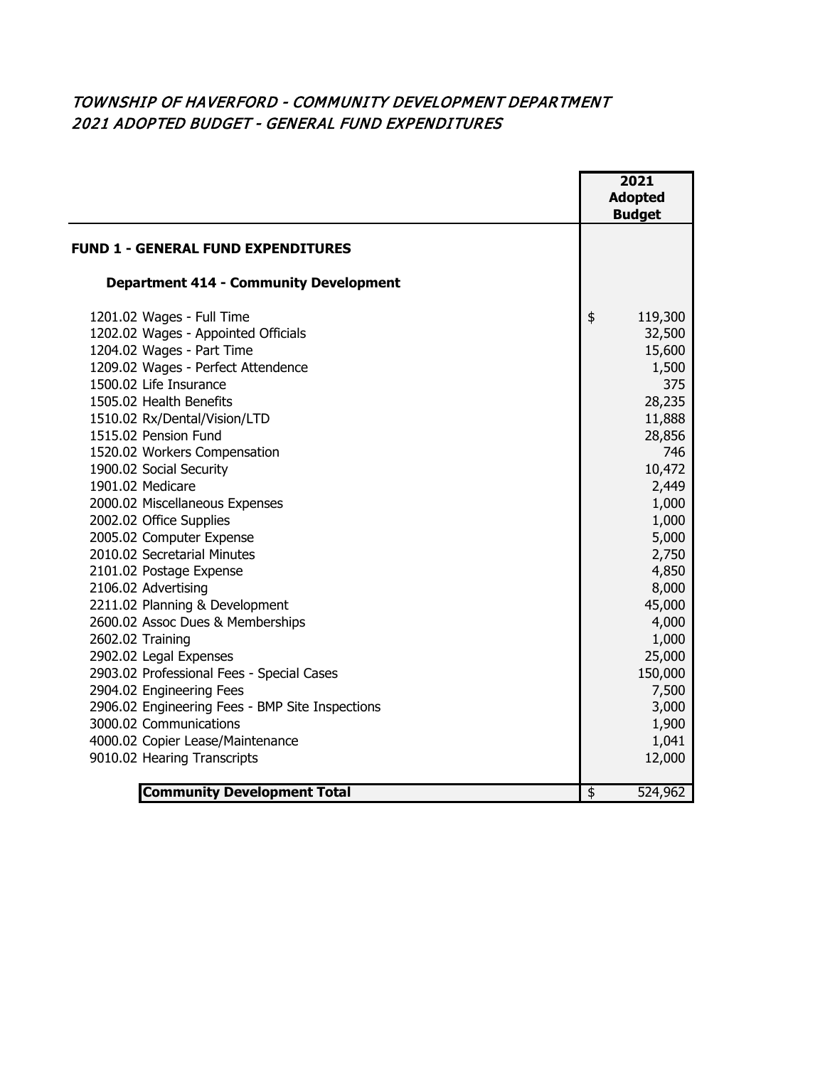## *TOWNSHIP OF HAVERFORD - COMMUNITY DEVELOPMENT DEPARTMENT*
## *2021 ADOPTED BUDGET - GENERAL FUND EXPENDITURES*

| | 2021 Adopted Budget |
|---|---|
| **FUND 1 - GENERAL FUND EXPENDITURES** | |
| **Department 414 - Community Development** | |
| 1201.02 Wages - Full Time | $ 119,300 |
| 1202.02 Wages - Appointed Officials | 32,500 |
| 1204.02 Wages - Part Time | 15,600 |
| 1209.02 Wages - Perfect Attendence | 1,500 |
| 1500.02 Life Insurance | 375 |
| 1505.02 Health Benefits | 28,235 |
| 1510.02 Rx/Dental/Vision/LTD | 11,888 |
| 1515.02 Pension Fund | 28,856 |
| 1520.02 Workers Compensation | 746 |
| 1900.02 Social Security | 10,472 |
| 1901.02 Medicare | 2,449 |
| 2000.02 Miscellaneous Expenses | 1,000 |
| 2002.02 Office Supplies | 1,000 |
| 2005.02 Computer Expense | 5,000 |
| 2010.02 Secretarial Minutes | 2,750 |
| 2101.02 Postage Expense | 4,850 |
| 2106.02 Advertising | 8,000 |
| 2211.02 Planning & Development | 45,000 |
| 2600.02 Assoc Dues & Memberships | 4,000 |
| 2602.02 Training | 1,000 |
| 2902.02 Legal Expenses | 25,000 |
| 2903.02 Professional Fees - Special Cases | 150,000 |
| 2904.02 Engineering Fees | 7,500 |
| 2906.02 Engineering Fees - BMP Site Inspections | 3,000 |
| 3000.02 Communications | 1,900 |
| 4000.02 Copier Lease/Maintenance | 1,041 |
| 9010.02 Hearing Transcripts | 12,000 |
| **Community Development Total** | $ 524,962 |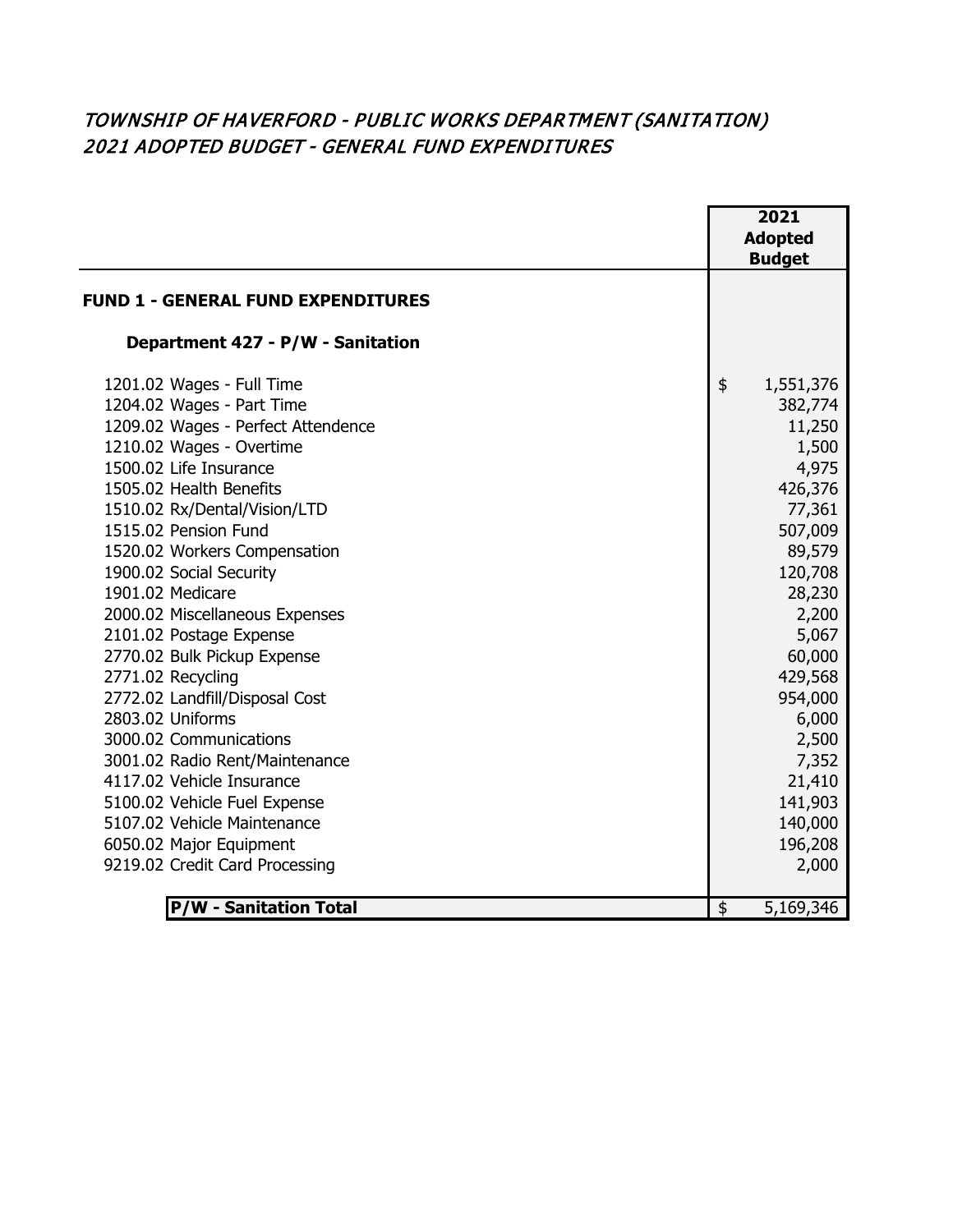# TOWNSHIP OF HAVERFORD - PUBLIC WORKS DEPARTMENT (SANITATION)
## 2021 ADOPTED BUDGET - GENERAL FUND EXPENDITURES

| | 2021 Adopted Budget |
|---|---|
| **FUND 1 - GENERAL FUND EXPENDITURES** | |
| **Department 427 - P/W - Sanitation** | |
| 1201.02 Wages - Full Time | $ 1,551,376 |
| 1204.02 Wages - Part Time | 382,774 |
| 1209.02 Wages - Perfect Attendence | 11,250 |
| 1210.02 Wages - Overtime | 1,500 |
| 1500.02 Life Insurance | 4,975 |
| 1505.02 Health Benefits | 426,376 |
| 1510.02 Rx/Dental/Vision/LTD | 77,361 |
| 1515.02 Pension Fund | 507,009 |
| 1520.02 Workers Compensation | 89,579 |
| 1900.02 Social Security | 120,708 |
| 1901.02 Medicare | 28,230 |
| 2000.02 Miscellaneous Expenses | 2,200 |
| 2101.02 Postage Expense | 5,067 |
| 2770.02 Bulk Pickup Expense | 60,000 |
| 2771.02 Recycling | 429,568 |
| 2772.02 Landfill/Disposal Cost | 954,000 |
| 2803.02 Uniforms | 6,000 |
| 3000.02 Communications | 2,500 |
| 3001.02 Radio Rent/Maintenance | 7,352 |
| 4117.02 Vehicle Insurance | 21,410 |
| 5100.02 Vehicle Fuel Expense | 141,903 |
| 5107.02 Vehicle Maintenance | 140,000 |
| 6050.02 Major Equipment | 196,208 |
| 9219.02 Credit Card Processing | 2,000 |
| **P/W - Sanitation Total** | $ 5,169,346 |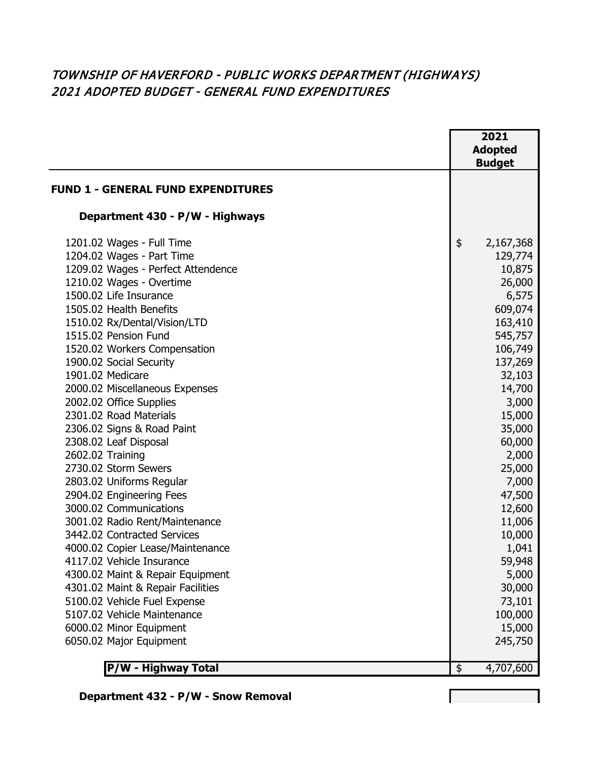# *TOWNSHIP OF HAVERFORD - PUBLIC WORKS DEPARTMENT (HIGHWAYS)*
# *2021 ADOPTED BUDGET - GENERAL FUND EXPENDITURES*

| | 2021 Adopted Budget |
|---|---|
| **FUND 1 - GENERAL FUND EXPENDITURES** | |
| **Department 430 - P/W - Highways** | |
| 1201.02 Wages - Full Time | $ 2,167,368 |
| 1204.02 Wages - Part Time | 129,774 |
| 1209.02 Wages - Perfect Attendence | 10,875 |
| 1210.02 Wages - Overtime | 26,000 |
| 1500.02 Life Insurance | 6,575 |
| 1505.02 Health Benefits | 609,074 |
| 1510.02 Rx/Dental/Vision/LTD | 163,410 |
| 1515.02 Pension Fund | 545,757 |
| 1520.02 Workers Compensation | 106,749 |
| 1900.02 Social Security | 137,269 |
| 1901.02 Medicare | 32,103 |
| 2000.02 Miscellaneous Expenses | 14,700 |
| 2002.02 Office Supplies | 3,000 |
| 2301.02 Road Materials | 15,000 |
| 2306.02 Signs & Road Paint | 35,000 |
| 2308.02 Leaf Disposal | 60,000 |
| 2602.02 Training | 2,000 |
| 2730.02 Storm Sewers | 25,000 |
| 2803.02 Uniforms Regular | 7,000 |
| 2904.02 Engineering Fees | 47,500 |
| 3000.02 Communications | 12,600 |
| 3001.02 Radio Rent/Maintenance | 11,006 |
| 3442.02 Contracted Services | 10,000 |
| 4000.02 Copier Lease/Maintenance | 1,041 |
| 4117.02 Vehicle Insurance | 59,948 |
| 4300.02 Maint & Repair Equipment | 5,000 |
| 4301.02 Maint & Repair Facilities | 30,000 |
| 5100.02 Vehicle Fuel Expense | 73,101 |
| 5107.02 Vehicle Maintenance | 100,000 |
| 6000.02 Minor Equipment | 15,000 |
| 6050.02 Major Equipment | 245,750 |
| **P/W - Highway Total** | $ 4,707,600 |
| **Department 432 - P/W - Snow Removal** | |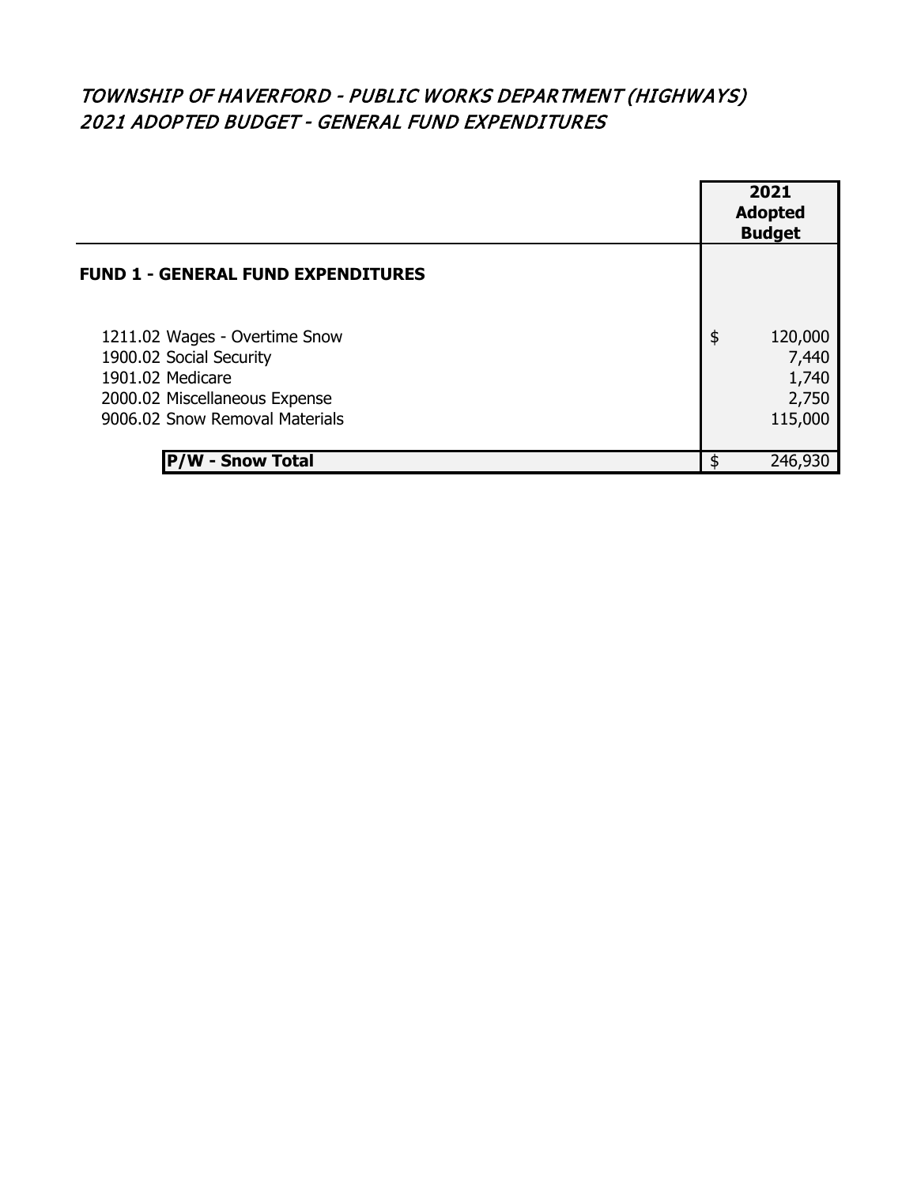# *TOWNSHIP OF HAVERFORD - PUBLIC WORKS DEPARTMENT (HIGHWAYS)*
## *2021 ADOPTED BUDGET - GENERAL FUND EXPENDITURES*

| | 2021 Adopted Budget |
|---|---|
| **FUND 1 - GENERAL FUND EXPENDITURES** | |
| 1211.02 Wages - Overtime Snow | $ 120,000 |
| 1900.02 Social Security | 7,440 |
| 1901.02 Medicare | 1,740 |
| 2000.02 Miscellaneous Expense | 2,750 |
| 9006.02 Snow Removal Materials | 115,000 |
| **P/W - Snow Total** | $ 246,930 |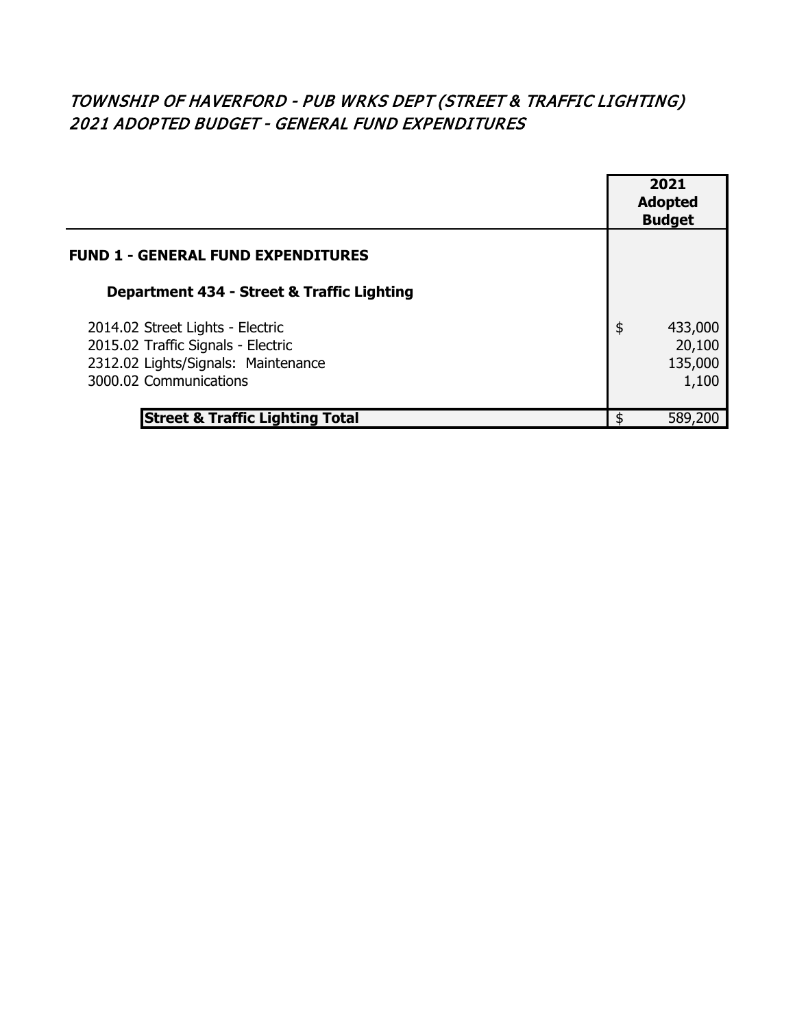*TOWNSHIP OF HAVERFORD - PUB WRKS DEPT (STREET & TRAFFIC LIGHTING)*
*2021 ADOPTED BUDGET - GENERAL FUND EXPENDITURES*

| | 2021 Adopted Budget |
|---|---|
| **FUND 1 - GENERAL FUND EXPENDITURES** | |
| **Department 434 - Street & Traffic Lighting** | |
| 2014.02 Street Lights - Electric | $ 433,000 |
| 2015.02 Traffic Signals - Electric | 20,100 |
| 2312.02 Lights/Signals: Maintenance | 135,000 |
| 3000.02 Communications | 1,100 |
| **Street & Traffic Lighting Total** | $ 589,200 |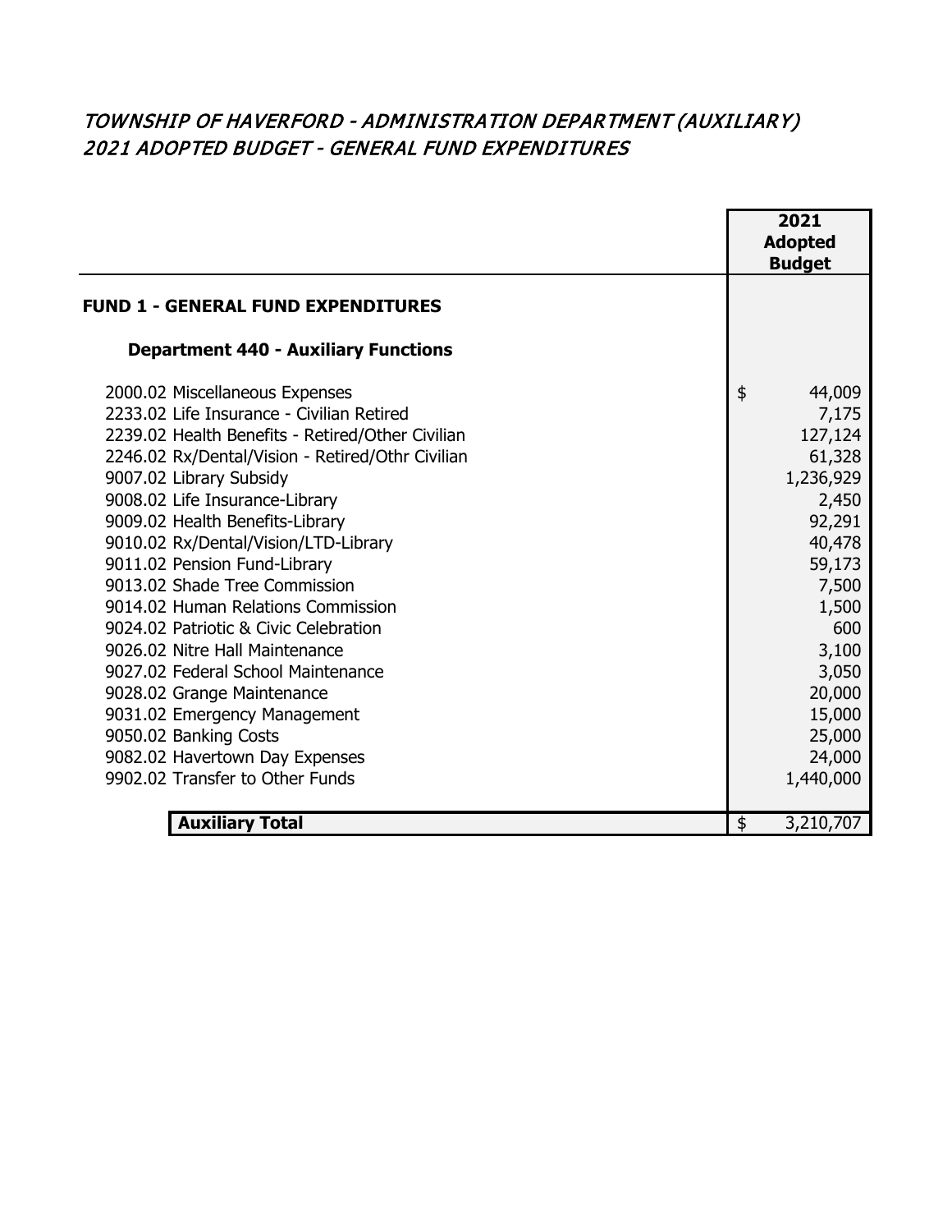# *TOWNSHIP OF HAVERFORD - ADMINISTRATION DEPARTMENT (AUXILIARY)*
# *2021 ADOPTED BUDGET - GENERAL FUND EXPENDITURES*

| | 2021 Adopted Budget |
|---|---|
| **FUND 1 - GENERAL FUND EXPENDITURES** | |
| **Department 440 - Auxiliary Functions** | |
| 2000.02 Miscellaneous Expenses | $ 44,009 |
| 2233.02 Life Insurance - Civilian Retired | 7,175 |
| 2239.02 Health Benefits - Retired/Other Civilian | 127,124 |
| 2246.02 Rx/Dental/Vision - Retired/Othr Civilian | 61,328 |
| 9007.02 Library Subsidy | 1,236,929 |
| 9008.02 Life Insurance-Library | 2,450 |
| 9009.02 Health Benefits-Library | 92,291 |
| 9010.02 Rx/Dental/Vision/LTD-Library | 40,478 |
| 9011.02 Pension Fund-Library | 59,173 |
| 9013.02 Shade Tree Commission | 7,500 |
| 9014.02 Human Relations Commission | 1,500 |
| 9024.02 Patriotic & Civic Celebration | 600 |
| 9026.02 Nitre Hall Maintenance | 3,100 |
| 9027.02 Federal School Maintenance | 3,050 |
| 9028.02 Grange Maintenance | 20,000 |
| 9031.02 Emergency Management | 15,000 |
| 9050.02 Banking Costs | 25,000 |
| 9082.02 Havertown Day Expenses | 24,000 |
| 9902.02 Transfer to Other Funds | 1,440,000 |
| **Auxiliary Total** | $ 3,210,707 |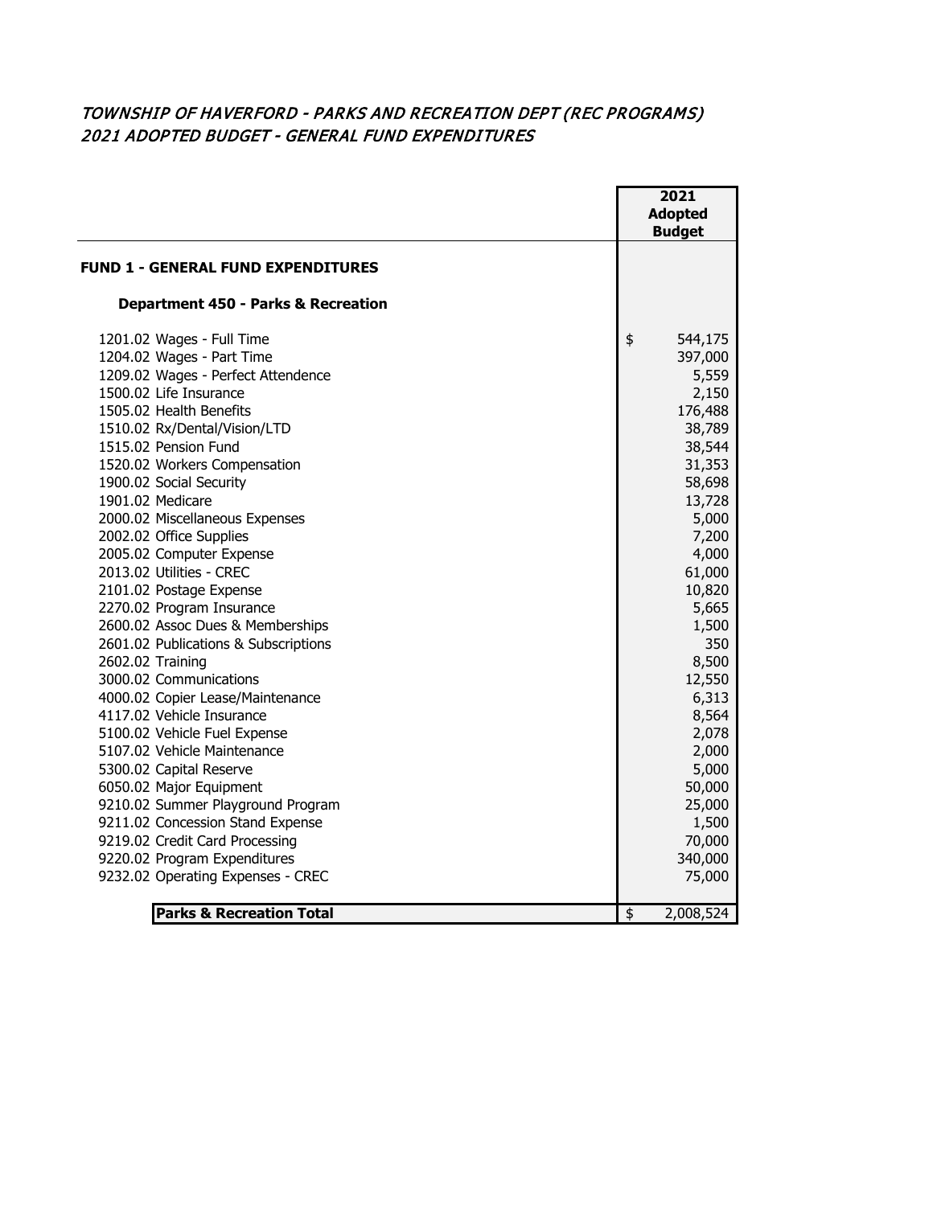## *TOWNSHIP OF HAVERFORD - PARKS AND RECREATION DEPT (REC PROGRAMS)*
## *2021 ADOPTED BUDGET - GENERAL FUND EXPENDITURES*

| | 2021 Adopted Budget |
|---|---|
| **FUND 1 - GENERAL FUND EXPENDITURES** | |
| **Department 450 - Parks & Recreation** | |
| 1201.02 Wages - Full Time | $ 544,175 |
| 1204.02 Wages - Part Time | 397,000 |
| 1209.02 Wages - Perfect Attendence | 5,559 |
| 1500.02 Life Insurance | 2,150 |
| 1505.02 Health Benefits | 176,488 |
| 1510.02 Rx/Dental/Vision/LTD | 38,789 |
| 1515.02 Pension Fund | 38,544 |
| 1520.02 Workers Compensation | 31,353 |
| 1900.02 Social Security | 58,698 |
| 1901.02 Medicare | 13,728 |
| 2000.02 Miscellaneous Expenses | 5,000 |
| 2002.02 Office Supplies | 7,200 |
| 2005.02 Computer Expense | 4,000 |
| 2013.02 Utilities - CREC | 61,000 |
| 2101.02 Postage Expense | 10,820 |
| 2270.02 Program Insurance | 5,665 |
| 2600.02 Assoc Dues & Memberships | 1,500 |
| 2601.02 Publications & Subscriptions | 350 |
| 2602.02 Training | 8,500 |
| 3000.02 Communications | 12,550 |
| 4000.02 Copier Lease/Maintenance | 6,313 |
| 4117.02 Vehicle Insurance | 8,564 |
| 5100.02 Vehicle Fuel Expense | 2,078 |
| 5107.02 Vehicle Maintenance | 2,000 |
| 5300.02 Capital Reserve | 5,000 |
| 6050.02 Major Equipment | 50,000 |
| 9210.02 Summer Playground Program | 25,000 |
| 9211.02 Concession Stand Expense | 1,500 |
| 9219.02 Credit Card Processing | 70,000 |
| 9220.02 Program Expenditures | 340,000 |
| 9232.02 Operating Expenses - CREC | 75,000 |
| **Parks & Recreation Total** | $ 2,008,524 |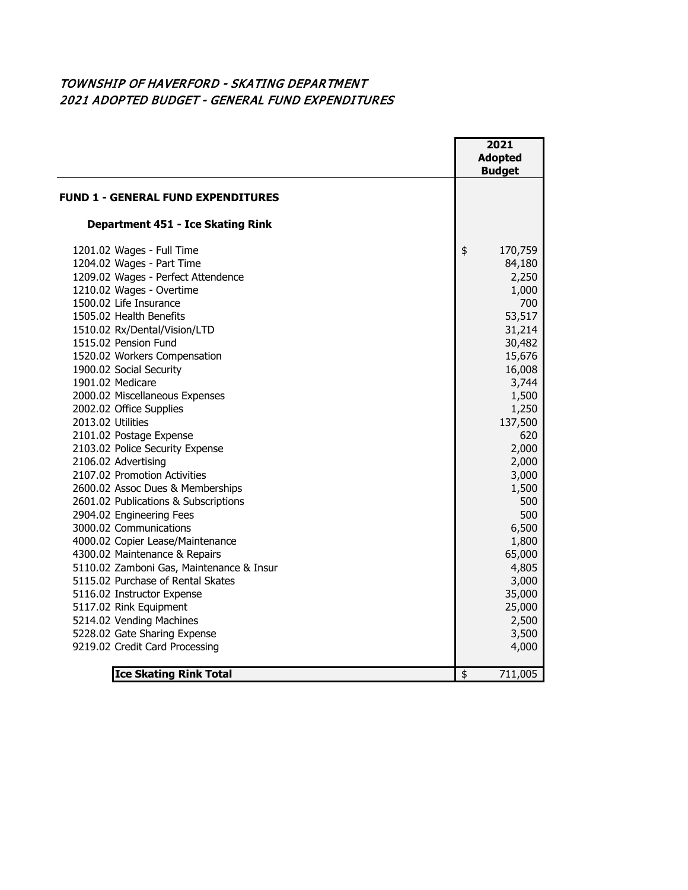# *TOWNSHIP OF HAVERFORD - SKATING DEPARTMENT*
## *2021 ADOPTED BUDGET - GENERAL FUND EXPENDITURES*

| | 2021 Adopted Budget |
|---|---|
| **FUND 1 - GENERAL FUND EXPENDITURES** | |
| **Department 451 - Ice Skating Rink** | |
| 1201.02 Wages - Full Time | $ 170,759 |
| 1204.02 Wages - Part Time | 84,180 |
| 1209.02 Wages - Perfect Attendence | 2,250 |
| 1210.02 Wages - Overtime | 1,000 |
| 1500.02 Life Insurance | 700 |
| 1505.02 Health Benefits | 53,517 |
| 1510.02 Rx/Dental/Vision/LTD | 31,214 |
| 1515.02 Pension Fund | 30,482 |
| 1520.02 Workers Compensation | 15,676 |
| 1900.02 Social Security | 16,008 |
| 1901.02 Medicare | 3,744 |
| 2000.02 Miscellaneous Expenses | 1,500 |
| 2002.02 Office Supplies | 1,250 |
| 2013.02 Utilities | 137,500 |
| 2101.02 Postage Expense | 620 |
| 2103.02 Police Security Expense | 2,000 |
| 2106.02 Advertising | 2,000 |
| 2107.02 Promotion Activities | 3,000 |
| 2600.02 Assoc Dues & Memberships | 1,500 |
| 2601.02 Publications & Subscriptions | 500 |
| 2904.02 Engineering Fees | 500 |
| 3000.02 Communications | 6,500 |
| 4000.02 Copier Lease/Maintenance | 1,800 |
| 4300.02 Maintenance & Repairs | 65,000 |
| 5110.02 Zamboni Gas, Maintenance & Insur | 4,805 |
| 5115.02 Purchase of Rental Skates | 3,000 |
| 5116.02 Instructor Expense | 35,000 |
| 5117.02 Rink Equipment | 25,000 |
| 5214.02 Vending Machines | 2,500 |
| 5228.02 Gate Sharing Expense | 3,500 |
| 9219.02 Credit Card Processing | 4,000 |
| **Ice Skating Rink Total** | $ 711,005 |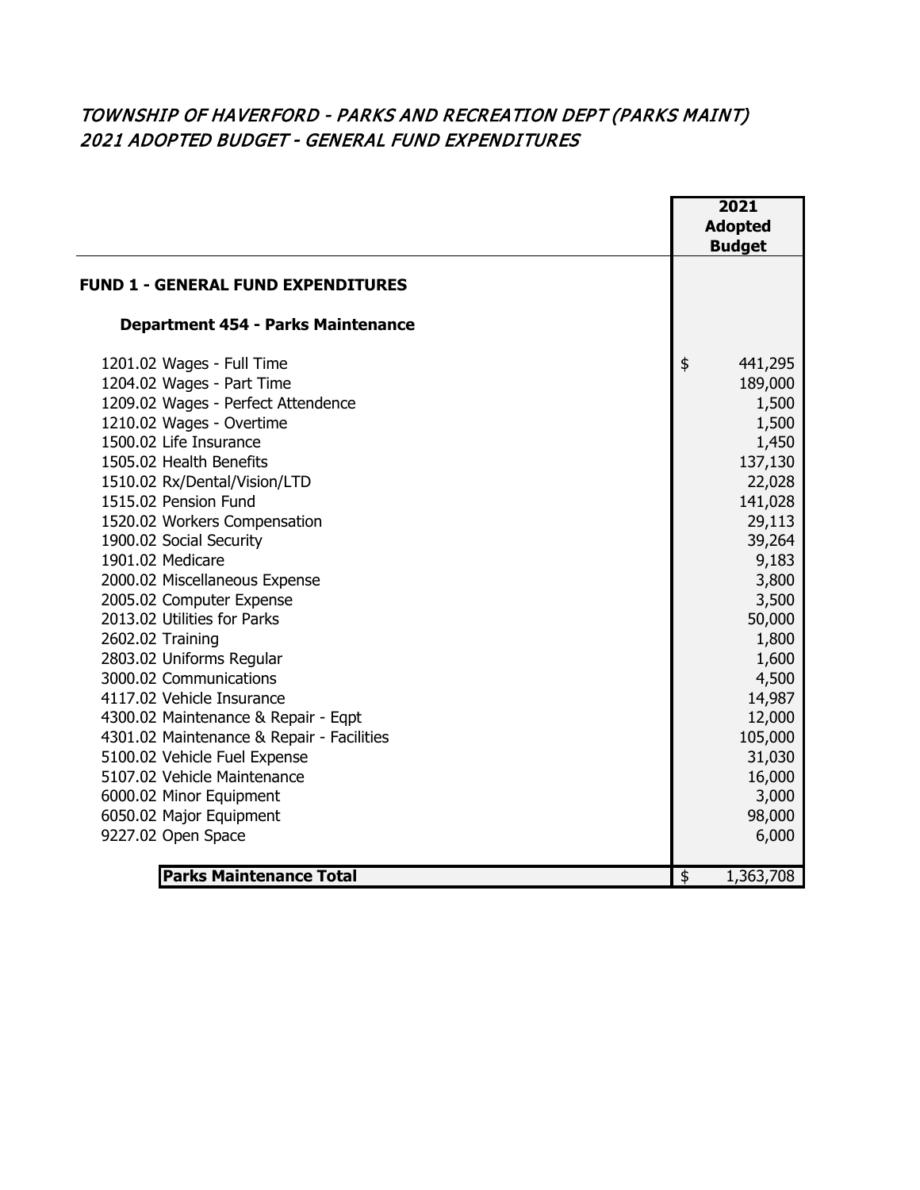# *TOWNSHIP OF HAVERFORD - PARKS AND RECREATION DEPT (PARKS MAINT)*
# *2021 ADOPTED BUDGET - GENERAL FUND EXPENDITURES*

| | 2021 Adopted Budget |
|---|---|
| **FUND 1 - GENERAL FUND EXPENDITURES** | |
| **Department 454 - Parks Maintenance** | |
| 1201.02 Wages - Full Time | $ 441,295 |
| 1204.02 Wages - Part Time | 189,000 |
| 1209.02 Wages - Perfect Attendence | 1,500 |
| 1210.02 Wages - Overtime | 1,500 |
| 1500.02 Life Insurance | 1,450 |
| 1505.02 Health Benefits | 137,130 |
| 1510.02 Rx/Dental/Vision/LTD | 22,028 |
| 1515.02 Pension Fund | 141,028 |
| 1520.02 Workers Compensation | 29,113 |
| 1900.02 Social Security | 39,264 |
| 1901.02 Medicare | 9,183 |
| 2000.02 Miscellaneous Expense | 3,800 |
| 2005.02 Computer Expense | 3,500 |
| 2013.02 Utilities for Parks | 50,000 |
| 2602.02 Training | 1,800 |
| 2803.02 Uniforms Regular | 1,600 |
| 3000.02 Communications | 4,500 |
| 4117.02 Vehicle Insurance | 14,987 |
| 4300.02 Maintenance & Repair - Eqpt | 12,000 |
| 4301.02 Maintenance & Repair - Facilities | 105,000 |
| 5100.02 Vehicle Fuel Expense | 31,030 |
| 5107.02 Vehicle Maintenance | 16,000 |
| 6000.02 Minor Equipment | 3,000 |
| 6050.02 Major Equipment | 98,000 |
| 9227.02 Open Space | 6,000 |
| **Parks Maintenance Total** | $ 1,363,708 |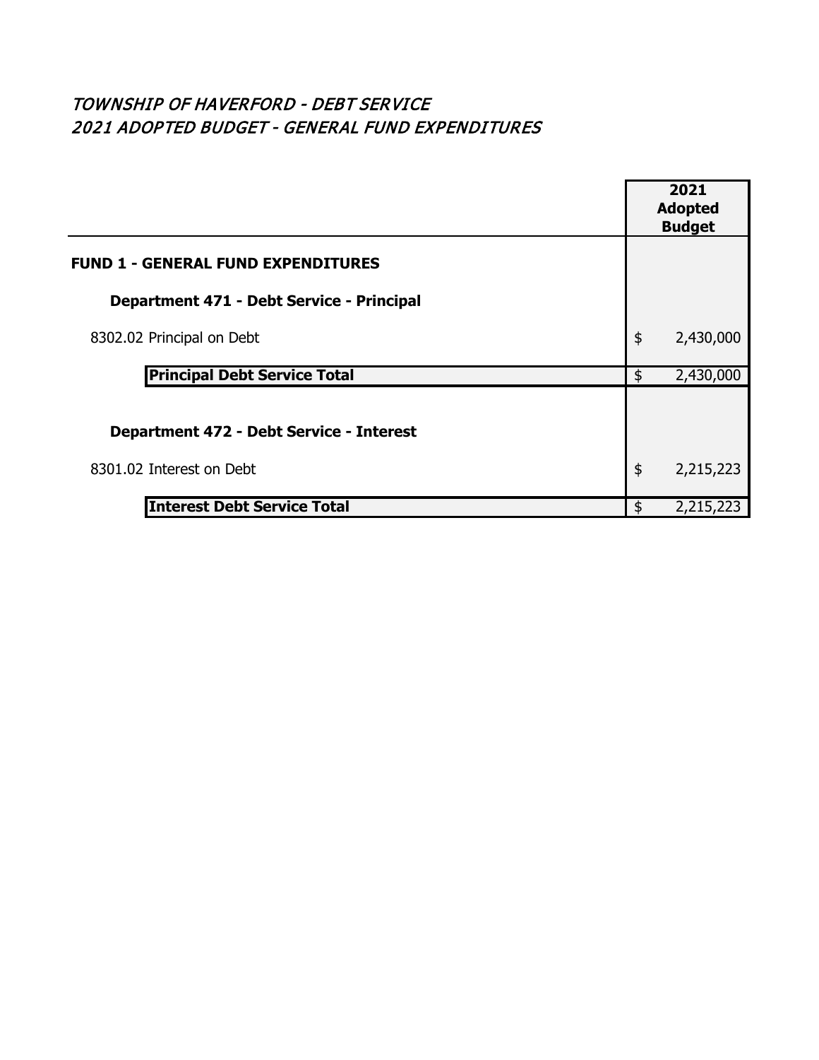# *TOWNSHIP OF HAVERFORD - DEBT SERVICE*
# *2021 ADOPTED BUDGET - GENERAL FUND EXPENDITURES*

| | 2021 Adopted Budget |
|---|---|
| **FUND 1 - GENERAL FUND EXPENDITURES** | |
| **Department 471 - Debt Service - Principal** | |
| 8302.02 Principal on Debt | $ 2,430,000 |
| **Principal Debt Service Total** | $ 2,430,000 |
| **Department 472 - Debt Service - Interest** | |
| 8301.02 Interest on Debt | $ 2,215,223 |
| **Interest Debt Service Total** | $ 2,215,223 |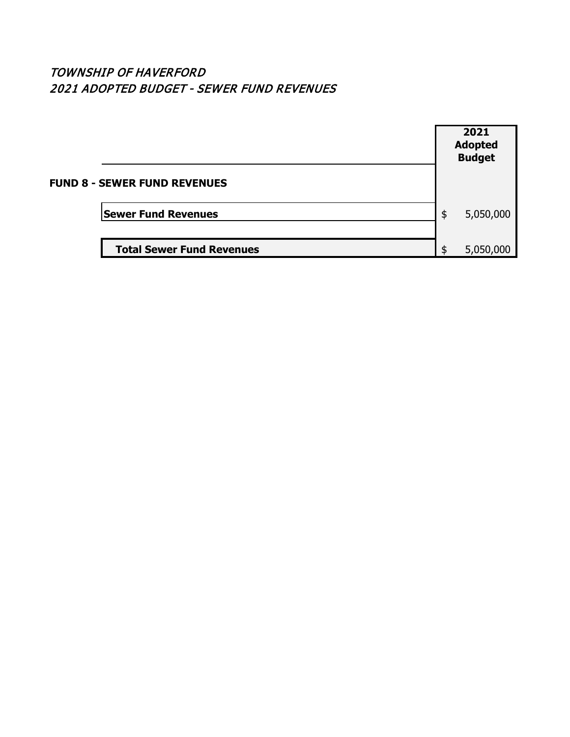*TOWNSHIP OF HAVERFORD*
*2021 ADOPTED BUDGET - SEWER FUND REVENUES*

| | 2021 Adopted Budget |
|---|---|
| **FUND 8 - SEWER FUND REVENUES** | |
| **Sewer Fund Revenues** | $ 5,050,000 |
| **Total Sewer Fund Revenues** | $ 5,050,000 |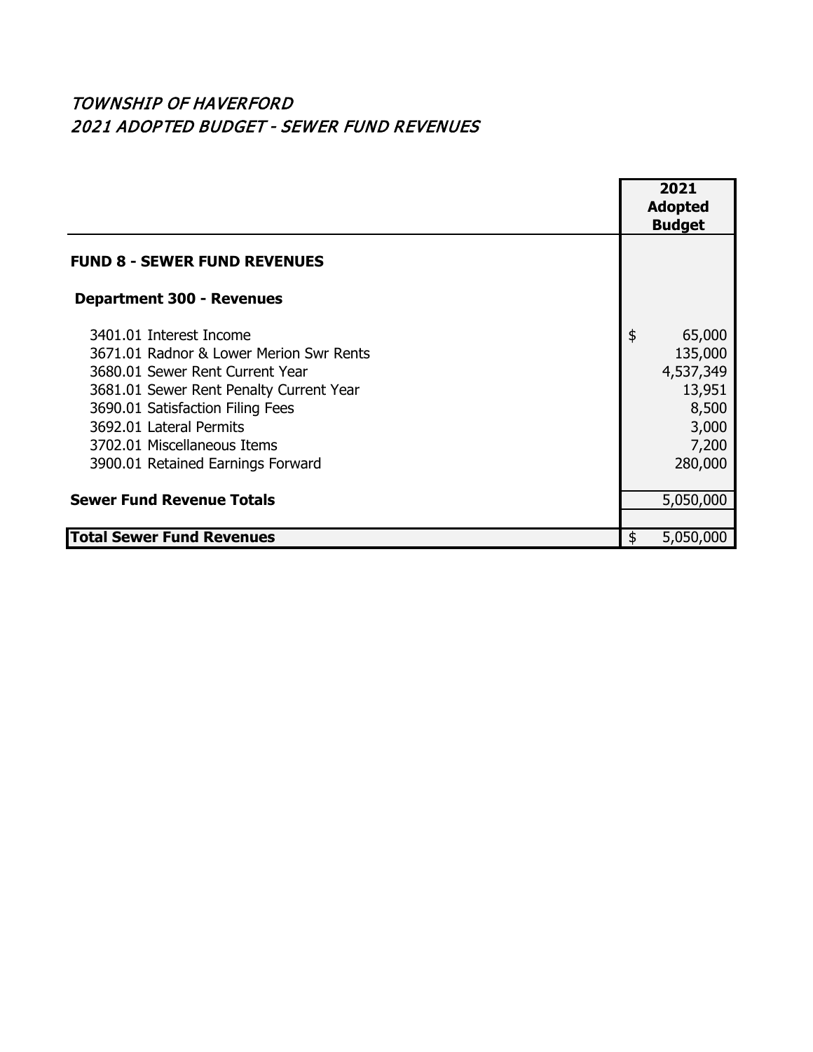*TOWNSHIP OF HAVERFORD*
*2021 ADOPTED BUDGET - SEWER FUND REVENUES*

| | 2021 Adopted Budget |
|---|---|
| **FUND 8 - SEWER FUND REVENUES** | |
| **Department 300 - Revenues** | |
| 3401.01 Interest Income | $ 65,000 |
| 3671.01 Radnor & Lower Merion Swr Rents | 135,000 |
| 3680.01 Sewer Rent Current Year | 4,537,349 |
| 3681.01 Sewer Rent Penalty Current Year | 13,951 |
| 3690.01 Satisfaction Filing Fees | 8,500 |
| 3692.01 Lateral Permits | 3,000 |
| 3702.01 Miscellaneous Items | 7,200 |
| 3900.01 Retained Earnings Forward | 280,000 |
| **Sewer Fund Revenue Totals** | 5,050,000 |
| **Total Sewer Fund Revenues** | $ 5,050,000 |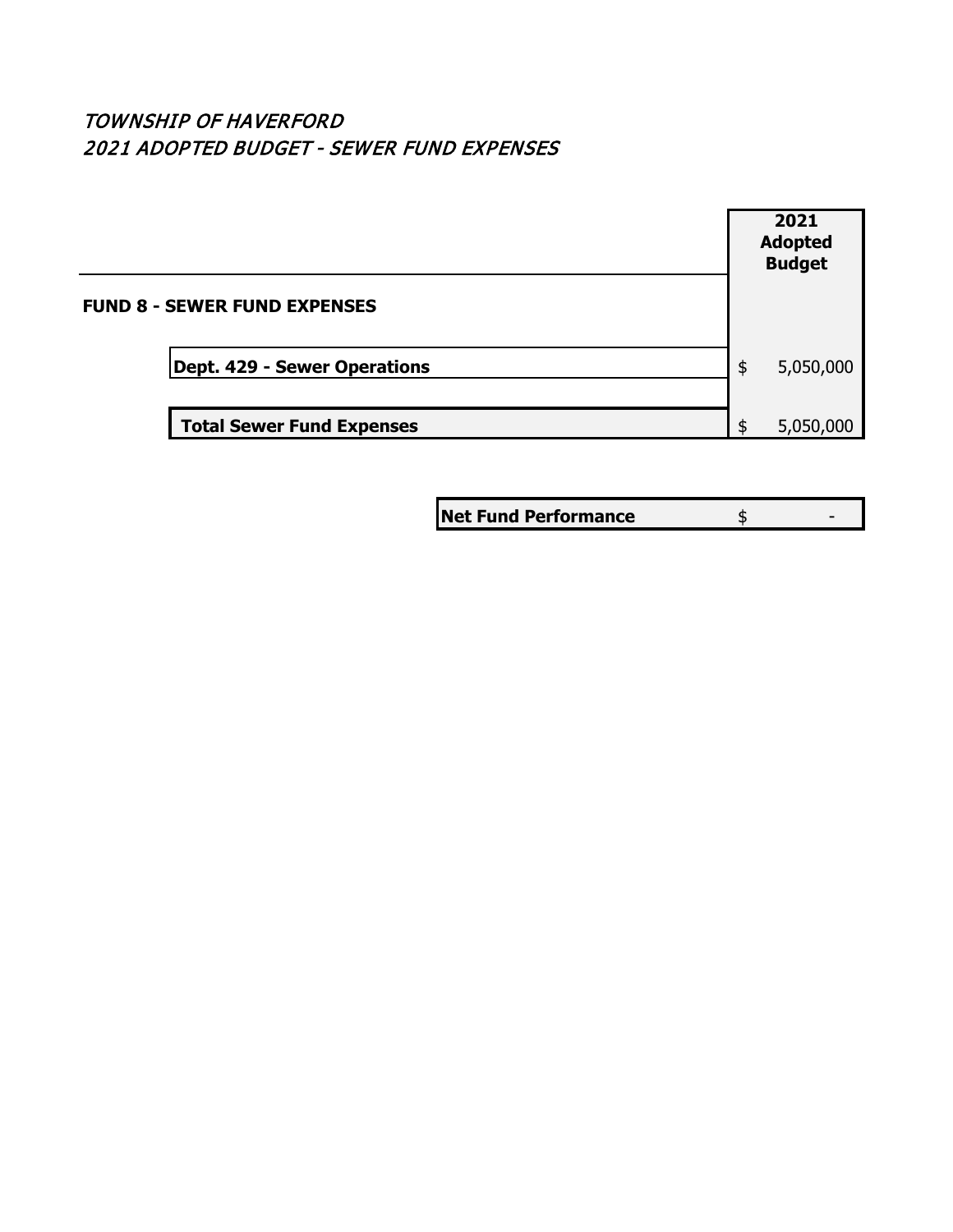*TOWNSHIP OF HAVERFORD*
*2021 ADOPTED BUDGET - SEWER FUND EXPENSES*

| | 2021 Adopted Budget |
|---|---|
| **FUND 8 - SEWER FUND EXPENSES** | |
| **Dept. 429 - Sewer Operations** | $ 5,050,000 |
| **Total Sewer Fund Expenses** | $ 5,050,000 |

| | |
|---|---|
| **Net Fund Performance** | $ - |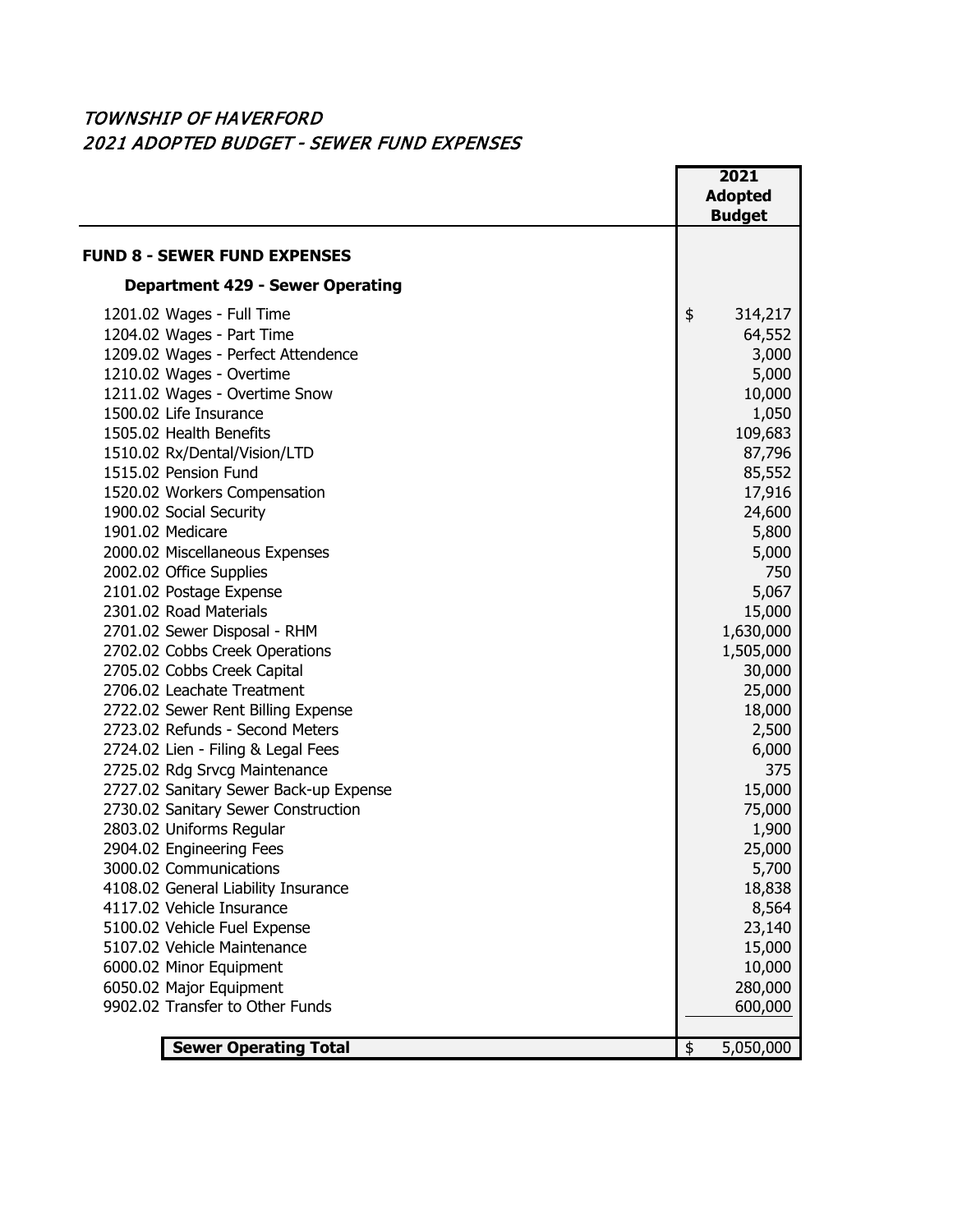# *TOWNSHIP OF HAVERFORD*
## *2021 ADOPTED BUDGET - SEWER FUND EXPENSES*

| | 2021 Adopted Budget |
|---|---|
| **FUND 8 - SEWER FUND EXPENSES** | |
| **Department 429 - Sewer Operating** | |
| 1201.02 Wages - Full Time | $ 314,217 |
| 1204.02 Wages - Part Time | 64,552 |
| 1209.02 Wages - Perfect Attendence | 3,000 |
| 1210.02 Wages - Overtime | 5,000 |
| 1211.02 Wages - Overtime Snow | 10,000 |
| 1500.02 Life Insurance | 1,050 |
| 1505.02 Health Benefits | 109,683 |
| 1510.02 Rx/Dental/Vision/LTD | 87,796 |
| 1515.02 Pension Fund | 85,552 |
| 1520.02 Workers Compensation | 17,916 |
| 1900.02 Social Security | 24,600 |
| 1901.02 Medicare | 5,800 |
| 2000.02 Miscellaneous Expenses | 5,000 |
| 2002.02 Office Supplies | 750 |
| 2101.02 Postage Expense | 5,067 |
| 2301.02 Road Materials | 15,000 |
| 2701.02 Sewer Disposal - RHM | 1,630,000 |
| 2702.02 Cobbs Creek Operations | 1,505,000 |
| 2705.02 Cobbs Creek Capital | 30,000 |
| 2706.02 Leachate Treatment | 25,000 |
| 2722.02 Sewer Rent Billing Expense | 18,000 |
| 2723.02 Refunds - Second Meters | 2,500 |
| 2724.02 Lien - Filing & Legal Fees | 6,000 |
| 2725.02 Rdg Srvcg Maintenance | 375 |
| 2727.02 Sanitary Sewer Back-up Expense | 15,000 |
| 2730.02 Sanitary Sewer Construction | 75,000 |
| 2803.02 Uniforms Regular | 1,900 |
| 2904.02 Engineering Fees | 25,000 |
| 3000.02 Communications | 5,700 |
| 4108.02 General Liability Insurance | 18,838 |
| 4117.02 Vehicle Insurance | 8,564 |
| 5100.02 Vehicle Fuel Expense | 23,140 |
| 5107.02 Vehicle Maintenance | 15,000 |
| 6000.02 Minor Equipment | 10,000 |
| 6050.02 Major Equipment | 280,000 |
| 9902.02 Transfer to Other Funds | 600,000 |
| **Sewer Operating Total** | $ 5,050,000 |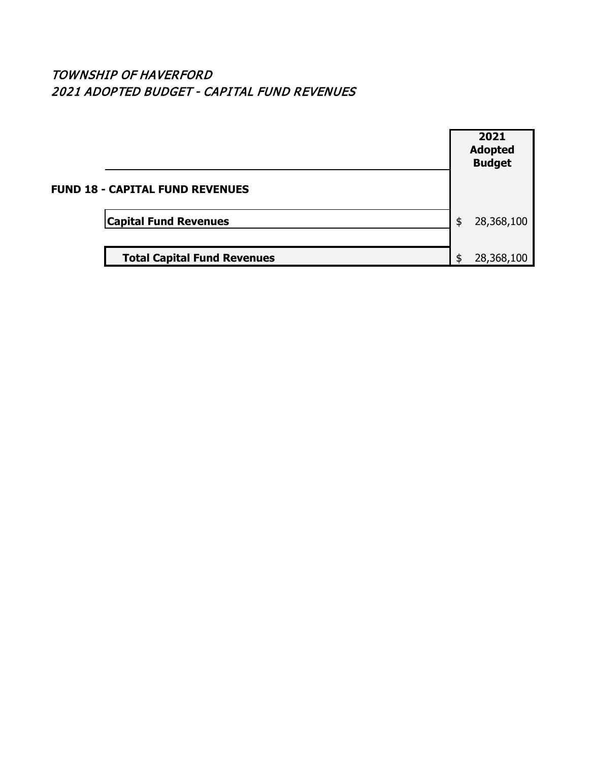*TOWNSHIP OF HAVERFORD*
*2021 ADOPTED BUDGET - CAPITAL FUND REVENUES*

| | 2021 Adopted Budget |
|---|---|
| **FUND 18 - CAPITAL FUND REVENUES** | |
| **Capital Fund Revenues** | $ 28,368,100 |
| **Total Capital Fund Revenues** | $ 28,368,100 |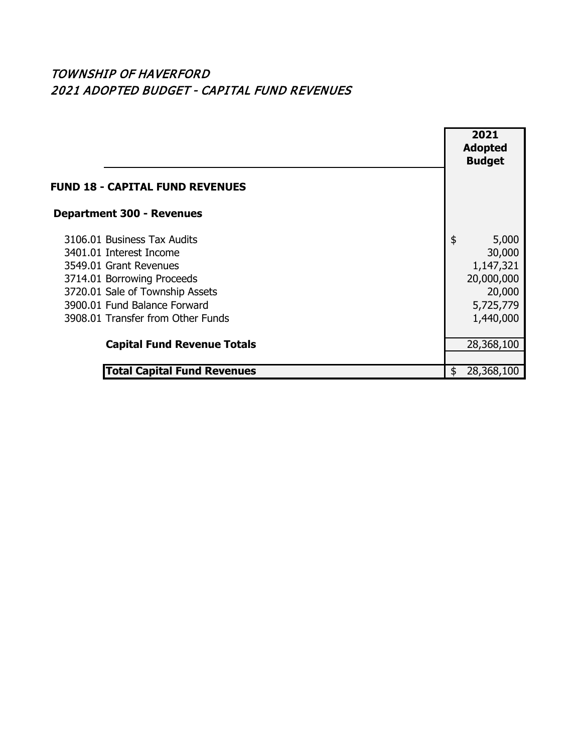# *TOWNSHIP OF HAVERFORD*
## *2021 ADOPTED BUDGET - CAPITAL FUND REVENUES*

| | 2021 Adopted Budget |
|---|---|
| **FUND 18 - CAPITAL FUND REVENUES** | |
| **Department 300 - Revenues** | |
| 3106.01 Business Tax Audits | $ 5,000 |
| 3401.01 Interest Income | 30,000 |
| 3549.01 Grant Revenues | 1,147,321 |
| 3714.01 Borrowing Proceeds | 20,000,000 |
| 3720.01 Sale of Township Assets | 20,000 |
| 3900.01 Fund Balance Forward | 5,725,779 |
| 3908.01 Transfer from Other Funds | 1,440,000 |
| **Capital Fund Revenue Totals** | 28,368,100 |
| **Total Capital Fund Revenues** | $ 28,368,100 |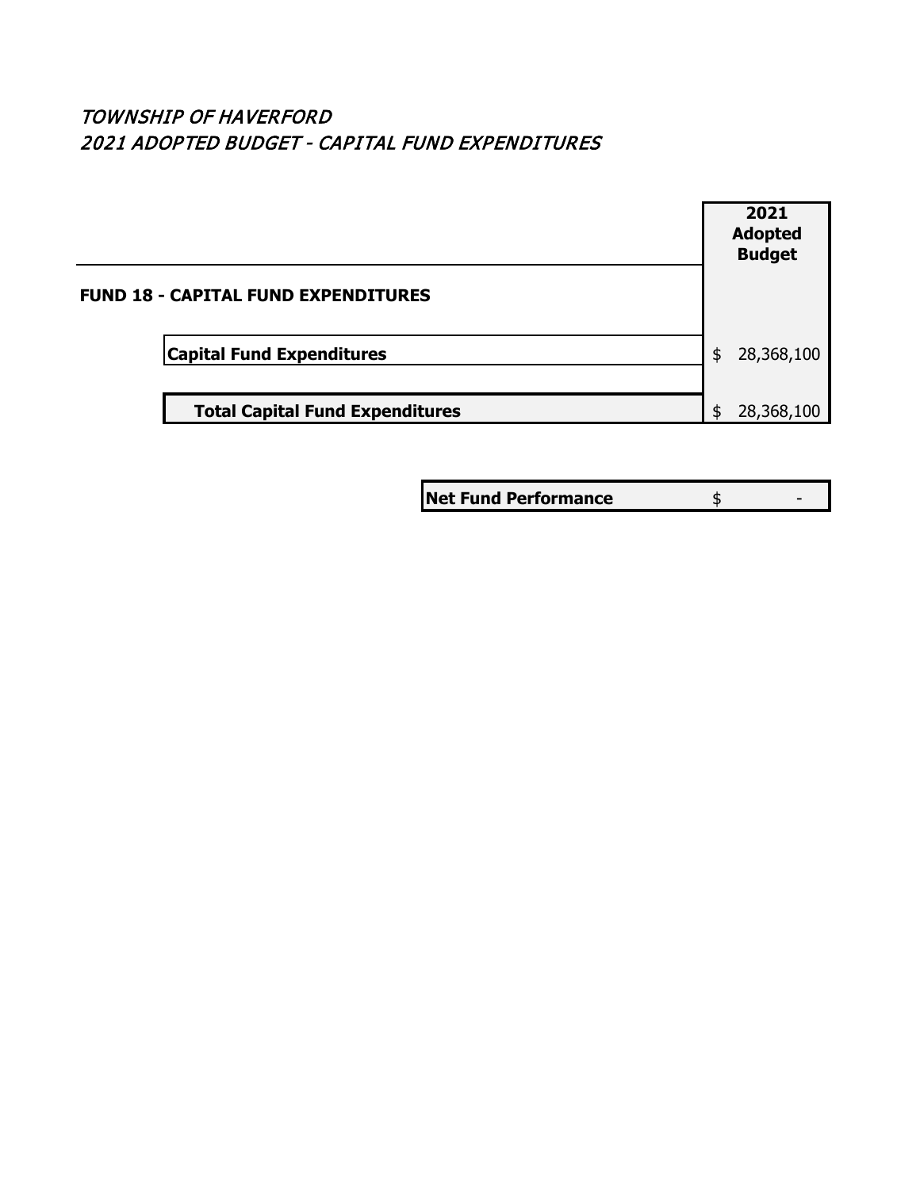*TOWNSHIP OF HAVERFORD*
*2021 ADOPTED BUDGET - CAPITAL FUND EXPENDITURES*

| | 2021 Adopted Budget |
|---|---|
| **FUND 18 - CAPITAL FUND EXPENDITURES** | |
| **Capital Fund Expenditures** | $ 28,368,100 |
| **Total Capital Fund Expenditures** | $ 28,368,100 |

| | |
|---|---|
| **Net Fund Performance** | $ - |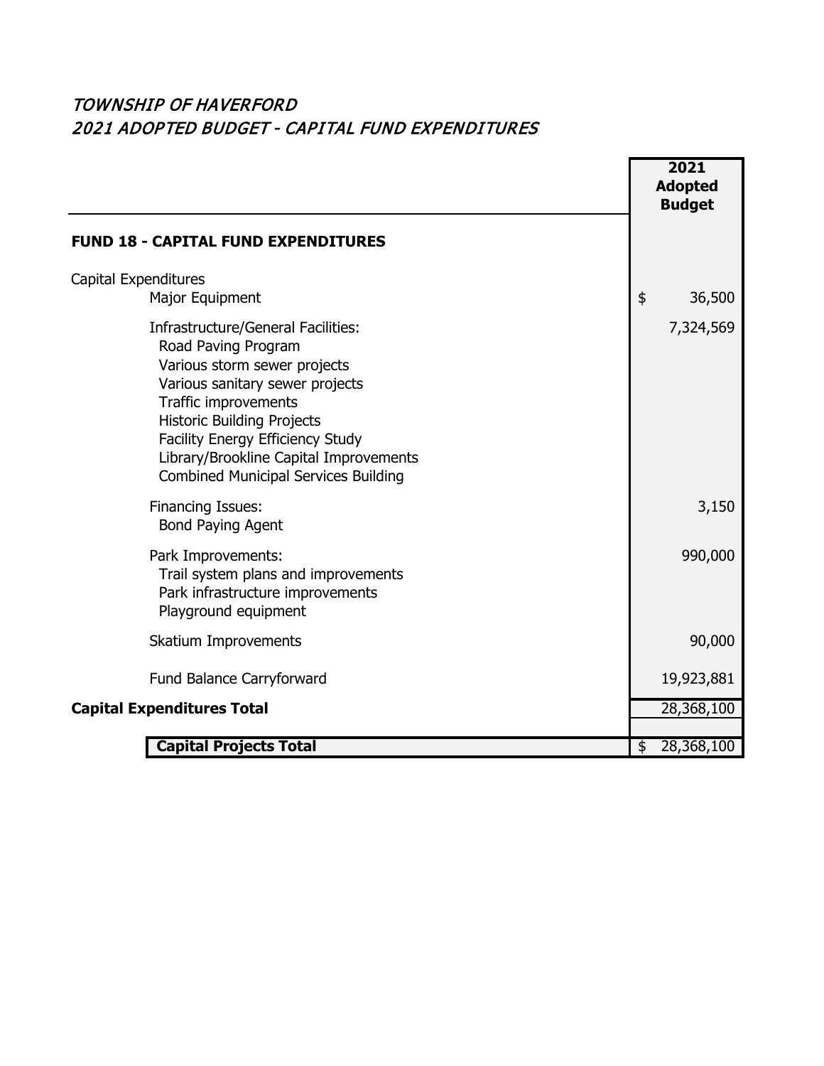*TOWNSHIP OF HAVERFORD*
*2021 ADOPTED BUDGET - CAPITAL FUND EXPENDITURES*

| | 2021 Adopted Budget |
|---|---|
| **FUND 18 - CAPITAL FUND EXPENDITURES** | |
| Capital Expenditures | |
| Major Equipment | $ 36,500 |
| Infrastructure/General Facilities:<br>Road Paving Program<br>Various storm sewer projects<br>Various sanitary sewer projects<br>Traffic improvements<br>Historic Building Projects<br>Facility Energy Efficiency Study<br>Library/Brookline Capital Improvements<br>Combined Municipal Services Building | 7,324,569 |
| Financing Issues:<br>Bond Paying Agent | 3,150 |
| Park Improvements:<br>Trail system plans and improvements<br>Park infrastructure improvements<br>Playground equipment | 990,000 |
| Skatium Improvements | 90,000 |
| Fund Balance Carryforward | 19,923,881 |
| **Capital Expenditures Total** | 28,368,100 |
| **Capital Projects Total** | $ 28,368,100 |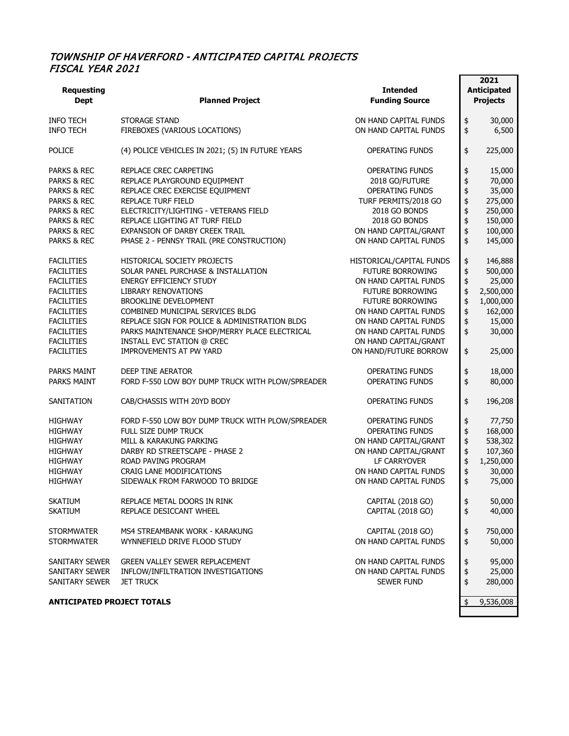# *TOWNSHIP OF HAVERFORD - ANTICIPATED CAPITAL PROJECTS*
# *FISCAL YEAR 2021*

| Requesting Dept | Planned Project | Intended Funding Source | 2021 Anticipated Projects |
|---|---|---|---|
| INFO TECH | STORAGE STAND | ON HAND CAPITAL FUNDS | $ 30,000 |
| INFO TECH | FIREBOXES (VARIOUS LOCATIONS) | ON HAND CAPITAL FUNDS | $ 6,500 |
| POLICE | (4) POLICE VEHICLES IN 2021; (5) IN FUTURE YEARS | OPERATING FUNDS | $ 225,000 |
| PARKS & REC | REPLACE CREC CARPETING | OPERATING FUNDS | $ 15,000 |
| PARKS & REC | REPLACE PLAYGROUND EQUIPMENT | 2018 GO/FUTURE | $ 70,000 |
| PARKS & REC | REPLACE CREC EXERCISE EQUIPMENT | OPERATING FUNDS | $ 35,000 |
| PARKS & REC | REPLACE TURF FIELD | TURF PERMITS/2018 GO | $ 275,000 |
| PARKS & REC | ELECTRICITY/LIGHTING - VETERANS FIELD | 2018 GO BONDS | $ 250,000 |
| PARKS & REC | REPLACE LIGHTING AT TURF FIELD | 2018 GO BONDS | $ 150,000 |
| PARKS & REC | EXPANSION OF DARBY CREEK TRAIL | ON HAND CAPITAL/GRANT | $ 100,000 |
| PARKS & REC | PHASE 2 - PENNSY TRAIL (PRE CONSTRUCTION) | ON HAND CAPITAL FUNDS | $ 145,000 |
| FACILITIES | HISTORICAL SOCIETY PROJECTS | HISTORICAL/CAPITAL FUNDS | $ 146,888 |
| FACILITIES | SOLAR PANEL PURCHASE & INSTALLATION | FUTURE BORROWING | $ 500,000 |
| FACILITIES | ENERGY EFFICIENCY STUDY | ON HAND CAPITAL FUNDS | $ 25,000 |
| FACILITIES | LIBRARY RENOVATIONS | FUTURE BORROWING | $ 2,500,000 |
| FACILITIES | BROOKLINE DEVELOPMENT | FUTURE BORROWING | $ 1,000,000 |
| FACILITIES | COMBINED MUNICIPAL SERVICES BLDG | ON HAND CAPITAL FUNDS | $ 162,000 |
| FACILITIES | REPLACE SIGN FOR POLICE & ADMINISTRATION BLDG | ON HAND CAPITAL FUNDS | $ 15,000 |
| FACILITIES | PARKS MAINTENANCE SHOP/MERRY PLACE ELECTRICAL | ON HAND CAPITAL FUNDS | $ 30,000 |
| FACILITIES | INSTALL EVC STATION @ CREC | ON HAND CAPITAL/GRANT | |
| FACILITIES | IMPROVEMENTS AT PW YARD | ON HAND/FUTURE BORROW | $ 25,000 |
| PARKS MAINT | DEEP TINE AERATOR | OPERATING FUNDS | $ 18,000 |
| PARKS MAINT | FORD F-550 LOW BOY DUMP TRUCK WITH PLOW/SPREADER | OPERATING FUNDS | $ 80,000 |
| SANITATION | CAB/CHASSIS WITH 20YD BODY | OPERATING FUNDS | $ 196,208 |
| HIGHWAY | FORD F-550 LOW BOY DUMP TRUCK WITH PLOW/SPREADER | OPERATING FUNDS | $ 77,750 |
| HIGHWAY | FULL SIZE DUMP TRUCK | OPERATING FUNDS | $ 168,000 |
| HIGHWAY | MILL & KARAKUNG PARKING | ON HAND CAPITAL/GRANT | $ 538,302 |
| HIGHWAY | DARBY RD STREETSCAPE - PHASE 2 | ON HAND CAPITAL/GRANT | $ 107,360 |
| HIGHWAY | ROAD PAVING PROGRAM | LF CARRYOVER | $ 1,250,000 |
| HIGHWAY | CRAIG LANE MODIFICATIONS | ON HAND CAPITAL FUNDS | $ 30,000 |
| HIGHWAY | SIDEWALK FROM FARWOOD TO BRIDGE | ON HAND CAPITAL FUNDS | $ 75,000 |
| SKATIUM | REPLACE METAL DOORS IN RINK | CAPITAL (2018 GO) | $ 50,000 |
| SKATIUM | REPLACE DESICCANT WHEEL | CAPITAL (2018 GO) | $ 40,000 |
| STORMWATER | MS4 STREAMBANK WORK - KARAKUNG | CAPITAL (2018 GO) | $ 750,000 |
| STORMWATER | WYNNEFIELD DRIVE FLOOD STUDY | ON HAND CAPITAL FUNDS | $ 50,000 |
| SANITARY SEWER | GREEN VALLEY SEWER REPLACEMENT | ON HAND CAPITAL FUNDS | $ 95,000 |
| SANITARY SEWER | INFLOW/INFILTRATION INVESTIGATIONS | ON HAND CAPITAL FUNDS | $ 25,000 |
| SANITARY SEWER | JET TRUCK | SEWER FUND | $ 280,000 |
| **ANTICIPATED PROJECT TOTALS** | | | $ 9,536,008 |